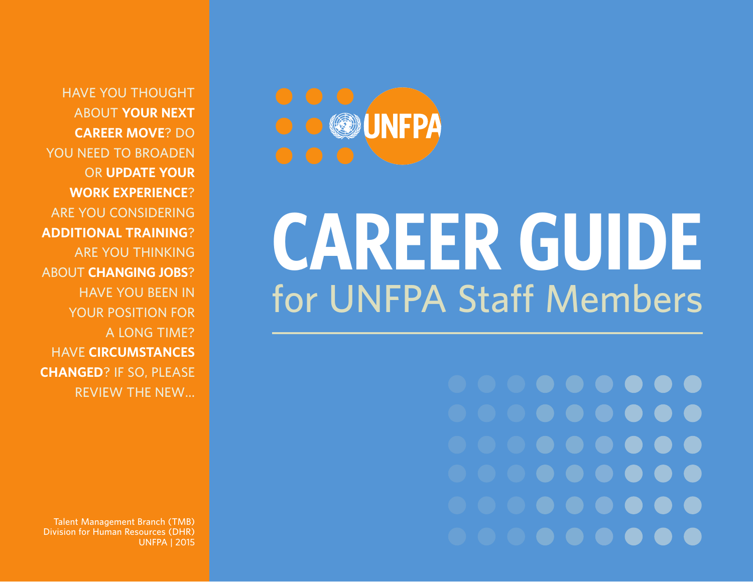HAVE YOU THOUGHT ABOUT **YOUR NEXT CAREER MOVE**? DO YOU NEED TO BROADEN OR **UPDATE YOUR WORK EXPERIENCE**? ARE YOU CONSIDERING **ADDITIONAL TRAINING**? ARE YOU THINKING ABOUT **CHANGING JOBS**? HAVE YOU BEEN IN YOUR POSITION FOR A LONG TIME? HAVE **CIRCUMSTANCES CHANGED**? IF SO, PLEASE REVIEW THE NEW...

UNFPA

# CAREER GUIDE

## for UNFPA Staff Members

Talent Management Branch (TMB)
Division for Human Resources (DHR)
UNFPA | 2015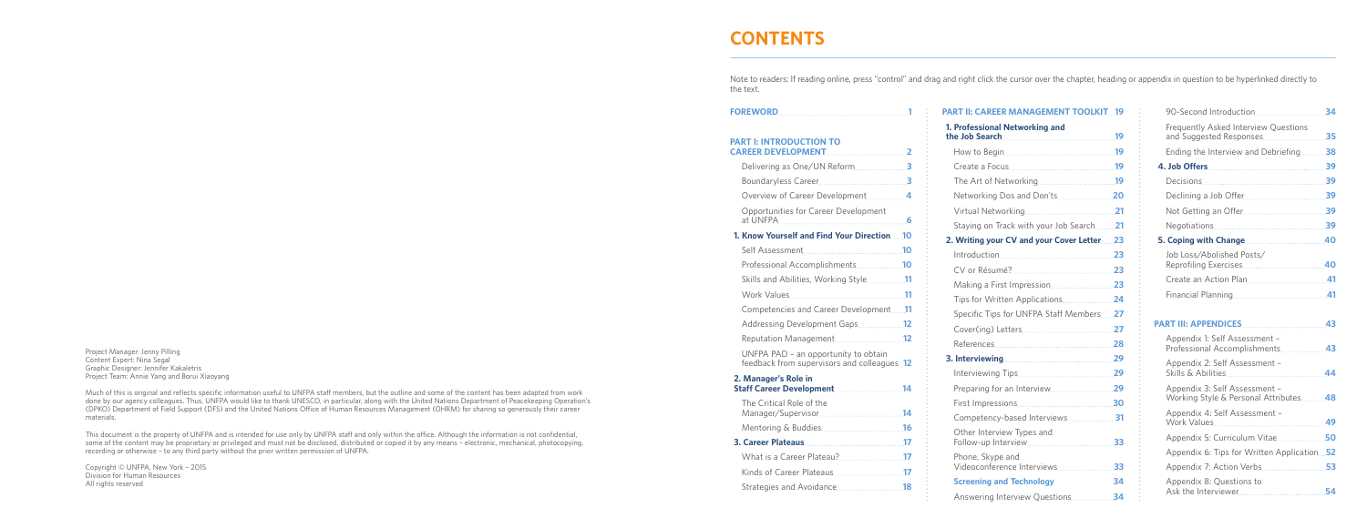Project Manager: Jenny Pilling
Content Expert: Nina Segal
Graphic Designer: Jennifer Kakaletris
Project Team: Annie Yang and Borui Xiaoyang

Much of this is original and reflects specific information useful to UNFPA staff members, but the outline and some of the content has been adapted from work done by our agency colleagues. Thus, UNFPA would like to thank UNESCO, in particular, along with the United Nations Department of Peacekeeping Operation's (DPKO) Department of Field Support (DFS) and the United Nations Office of Human Resources Management (OHRM) for sharing so generously their career materials.

This document is the property of UNFPA and is intended for use only by UNFPA staff and only within the office. Although the information is not confidential, some of the content may be proprietary or privileged and must not be disclosed, distributed or copied it by any means – electronic, mechanical, photocopying, recording or otherwise – to any third party without the prior written permission of UNFPA.

Copyright © UNFPA, New York – 2015
Division for Human Resources
All rights reserved

# CONTENTS

Note to readers: If reading online, press "control" and drag and right click the cursor over the chapter, heading or appendix in question to be hyperlinked directly to the text.

**FOREWORD** ..... 1

**PART I: INTRODUCTION TO CAREER DEVELOPMENT** ..... 2

- Delivering as One/UN Reform ..... 3
- Boundaryless Career ..... 3
- Overview of Career Development ..... 4
- Opportunities for Career Development at UNFPA ..... 6

**1. Know Yourself and Find Your Direction** ..... 10

- Self Assessment ..... 10
- Professional Accomplishments ..... 10
- Skills and Abilities, Working Style ..... 11
- Work Values ..... 11
- Competencies and Career Development ..... 11
- Addressing Development Gaps ..... 12
- Reputation Management ..... 12
- UNFPA PAD – an opportunity to obtain feedback from supervisors and colleagues ..... 12

**2. Manager's Role in Staff Career Development** ..... 14

- The Critical Role of the Manager/Supervisor ..... 14
- Mentoring & Buddies ..... 16

**3. Career Plateaus** ..... 17

- What is a Career Plateau? ..... 17
- Kinds of Career Plateaus ..... 17
- Strategies and Avoidance ..... 18

**PART II: CAREER MANAGEMENT TOOLKIT** ..... 19

**1. Professional Networking and the Job Search** ..... 19

- How to Begin ..... 19
- Create a Focus ..... 19
- The Art of Networking ..... 19
- Networking Dos and Don'ts ..... 20
- Virtual Networking ..... 21
- Staying on Track with your Job Search ..... 21

**2. Writing your CV and your Cover Letter** ..... 23

- Introduction ..... 23
- CV or Résumé? ..... 23
- Making a First Impression ..... 23
- Tips for Written Applications ..... 24
- Specific Tips for UNFPA Staff Members ..... 27
- Cover(ing) Letters ..... 27
- References ..... 28

**3. Interviewing** ..... 29

- Interviewing Tips ..... 29
- Preparing for an Interview ..... 29
- First Impressions ..... 30
- Competency-based Interviews ..... 31
- Other Interview Types and Follow-up Interview ..... 33
- Phone, Skype and Videoconference Interviews ..... 33

**Screening and Technology** ..... 34

- Answering Interview Questions ..... 34
- 90-Second Introduction ..... 34
- Frequently Asked Interview Questions and Suggested Responses ..... 35
- Ending the Interview and Debriefing ..... 38

**4. Job Offers** ..... 39

- Decisions ..... 39
- Declining a Job Offer ..... 39
- Not Getting an Offer ..... 39
- Negotiations ..... 39

**5. Coping with Change** ..... 40

- Job Loss/Abolished Posts/ Reprofiling Exercises ..... 40
- Create an Action Plan ..... 41
- Financial Planning ..... 41

**PART III: APPENDICES** ..... 43

- Appendix 1: Self Assessment – Professional Accomplishments ..... 43
- Appendix 2: Self Assessment – Skills & Abilities ..... 44
- Appendix 3: Self Assessment – Working Style & Personal Attributes ..... 48
- Appendix 4: Self Assessment – Work Values ..... 49
- Appendix 5: Curriculum Vitae ..... 50
- Appendix 6: Tips for Written Application ..... 52
- Appendix 7: Action Verbs ..... 53
- Appendix 8: Questions to Ask the Interviewer ..... 54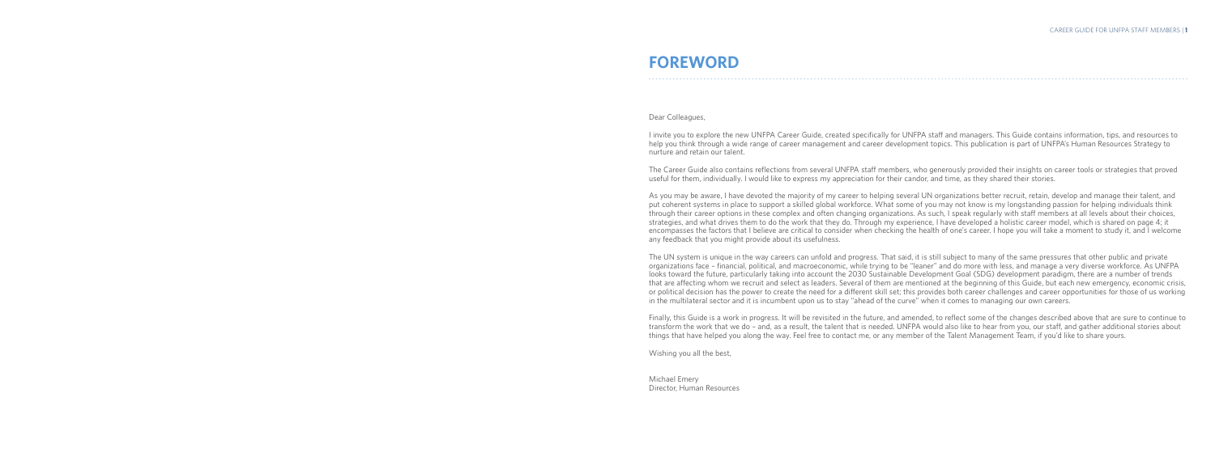# FOREWORD

Dear Colleagues,

I invite you to explore the new UNFPA Career Guide, created specifically for UNFPA staff and managers. This Guide contains information, tips, and resources to help you think through a wide range of career management and career development topics. This publication is part of UNFPA's Human Resources Strategy to nurture and retain our talent.

The Career Guide also contains reflections from several UNFPA staff members, who generously provided their insights on career tools or strategies that proved useful for them, individually. I would like to express my appreciation for their candor, and time, as they shared their stories.

As you may be aware, I have devoted the majority of my career to helping several UN organizations better recruit, retain, develop and manage their talent, and put coherent systems in place to support a skilled global workforce. What some of you may not know is my longstanding passion for helping individuals think through their career options in these complex and often changing organizations. As such, I speak regularly with staff members at all levels about their choices, strategies, and what drives them to do the work that they do. Through my experience, I have developed a holistic career model, which is shared on page 4; it encompasses the factors that I believe are critical to consider when checking the health of one's career. I hope you will take a moment to study it, and I welcome any feedback that you might provide about its usefulness.

The UN system is unique in the way careers can unfold and progress. That said, it is still subject to many of the same pressures that other public and private organizations face – financial, political, and macroeconomic, while trying to be "leaner" and do more with less, and manage a very diverse workforce. As UNFPA looks toward the future, particularly taking into account the 2030 Sustainable Development Goal (SDG) development paradigm, there are a number of trends that are affecting whom we recruit and select as leaders. Several of them are mentioned at the beginning of this Guide, but each new emergency, economic crisis, or political decision has the power to create the need for a different skill set; this provides both career challenges and career opportunities for those of us working in the multilateral sector and it is incumbent upon us to stay "ahead of the curve" when it comes to managing our own careers.

Finally, this Guide is a work in progress. It will be revisited in the future, and amended, to reflect some of the changes described above that are sure to continue to transform the work that we do – and, as a result, the talent that is needed. UNFPA would also like to hear from you, our staff, and gather additional stories about things that have helped you along the way. Feel free to contact me, or any member of the Talent Management Team, if you'd like to share yours.

Wishing you all the best,

Michael Emery
Director, Human Resources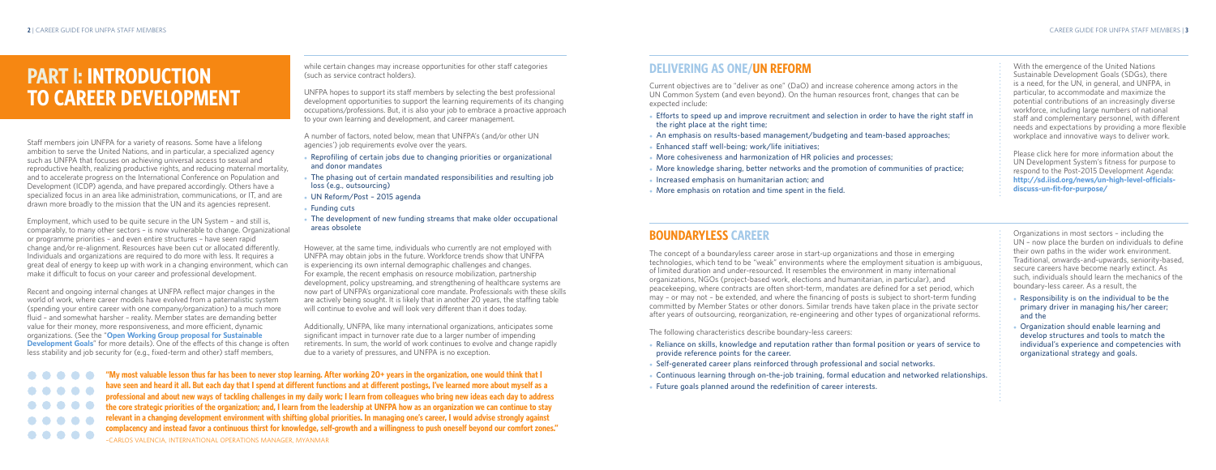# PART I: INTRODUCTION TO CAREER DEVELOPMENT

Staff members join UNFPA for a variety of reasons. Some have a lifelong ambition to serve the United Nations, and in particular, a specialized agency such as UNFPA that focuses on achieving universal access to sexual and reproductive health, realizing productive rights, and reducing maternal mortality, and to accelerate progress on the International Conference on Population and Development (ICPD) agenda, and have prepared accordingly. Others have a specialized focus in an area like administration, communications, or IT, and are drawn more broadly to the mission that the UN and its agencies represent.

Employment, which used to be quite secure in the UN System – and still is, comparably, to many other sectors – is now vulnerable to change. Organizational or programme priorities – and even entire structures – have seen rapid change and/or re-alignment. Resources have been cut or allocated differently. Individuals and organizations are required to do more with less. It requires a great deal of energy to keep up with work in a changing environment, which can make it difficult to focus on your career and professional development.

Recent and ongoing internal changes at UNFPA reflect major changes in the world of work, where career models have evolved from a paternalistic system (spending your entire career with one company/organization) to a much more fluid – and somewhat harsher – reality. Member states are demanding better value for their money, more responsiveness, and more efficient, dynamic organizations. (See the "**Open Working Group proposal for Sustainable Development Goals**" for more details). One of the effects of this change is often less stability and job security for (e.g., fixed-term and other) staff members, while certain changes may increase opportunities for other staff categories (such as service contract holders).

UNFPA hopes to support its staff members by selecting the best professional development opportunities to support the learning requirements of its changing occupations/professions. But, it is also your job to embrace a proactive approach to your own learning and development, and career management.

A number of factors, noted below, mean that UNFPA's (and/or other UN agencies') job requirements evolve over the years.

- Reprofiling of certain jobs due to changing priorities or organizational and donor mandates
- The phasing out of certain mandated responsibilities and resulting job loss (e.g., outsourcing)
- UN Reform/Post – 2015 agenda
- Funding cuts
- The development of new funding streams that make older occupational areas obsolete

However, at the same time, individuals who currently are not employed with UNFPA may obtain jobs in the future. Workforce trends show that UNFPA is experiencing its own internal demographic challenges and changes. For example, the recent emphasis on resource mobilization, partnership development, policy upstreaming, and strengthening of healthcare systems are now part of UNFPA's organizational core mandate. Professionals with these skills are actively being sought. It is likely that in another 20 years, the staffing table will continue to evolve and will look very different than it does today.

Additionally, UNFPA, like many international organizations, anticipates some significant impact in turnover rate due to a larger number of impending retirements. In sum, the world of work continues to evolve and change rapidly due to a variety of pressures, and UNFPA is no exception.

**"My most valuable lesson thus far has been to never stop learning. After working 20+ years in the organization, one would think that I have seen and heard it all. But each day that I spend at different functions and at different postings, I've learned more about myself as a professional and about new ways of tackling challenges in my daily work: I learn from colleagues who bring new ideas each day to address the core strategic priorities of the organization; and, I learn from the leadership at UNFPA how as an organization we can continue to stay relevant in a changing development environment with shifting global priorities. In managing one's career, I would advise strongly against complacency and instead favor a continuous thirst for knowledge, self-growth and a willingness to push oneself beyond our comfort zones."**

–CARLOS VALENCIA, INTERNATIONAL OPERATIONS MANAGER, MYANMAR

## DELIVERING AS ONE/UN REFORM

Current objectives are to "deliver as one" (DaO) and increase coherence among actors in the UN Common System (and even beyond). On the human resources front, changes that can be expected include:

- Efforts to speed up and improve recruitment and selection in order to have the right staff in the right place at the right time;
- An emphasis on results-based management/budgeting and team-based approaches;
- Enhanced staff well-being; work/life initiatives;
- More cohesiveness and harmonization of HR policies and processes;
- More knowledge sharing, better networks and the promotion of communities of practice;
- Increased emphasis on humanitarian action; and
- More emphasis on rotation and time spent in the field.

With the emergence of the United Nations Sustainable Development Goals (SDGs), there is a need, for the UN, in general, and UNFPA, in particular, to accommodate and maximize the potential contributions of an increasingly diverse workforce, including large numbers of national staff and complementary personnel, with different needs and expectations by providing a more flexible workplace and innovative ways to deliver work.

Please click here for more information about the UN Development System's fitness for purpose to respond to the Post-2015 Development Agenda: **http://sd.iisd.org/news/un-high-level-officials-discuss-un-fit-for-purpose/**

## BOUNDARYLESS CAREER

The concept of a boundaryless career arose in start-up organizations and those in emerging technologies, which tend to be "weak" environments where the employment situation is ambiguous, of limited duration and under-resourced. It resembles the environment in many international organizations, NGOs (project-based work, elections and humanitarian, in particular), and peacekeeping, where contracts are often short-term, mandates are defined for a set period, which may – or may not – be extended, and where the financing of posts is subject to short-term funding committed by Member States or other donors. Similar trends have taken place in the private sector after years of outsourcing, reorganization, re-engineering and other types of organizational reforms.

The following characteristics describe boundary-less careers:

- Reliance on skills, knowledge and reputation rather than formal position or years of service to provide reference points for the career.
- Self-generated career plans reinforced through professional and social networks.
- Continuous learning through on-the-job training, formal education and networked relationships.
- Future goals planned around the redefinition of career interests.

Organizations in most sectors – including the UN – now place the burden on individuals to define their own paths in the wider work environment. Traditional, onwards-and-upwards, seniority-based, secure careers have become nearly extinct. As such, individuals should learn the mechanics of the boundary-less career. As a result, the

- Responsibility is on the individual to be the primary driver in managing his/her career; and the
- Organization should enable learning and develop structures and tools to match the individual's experience and competencies with organizational strategy and goals.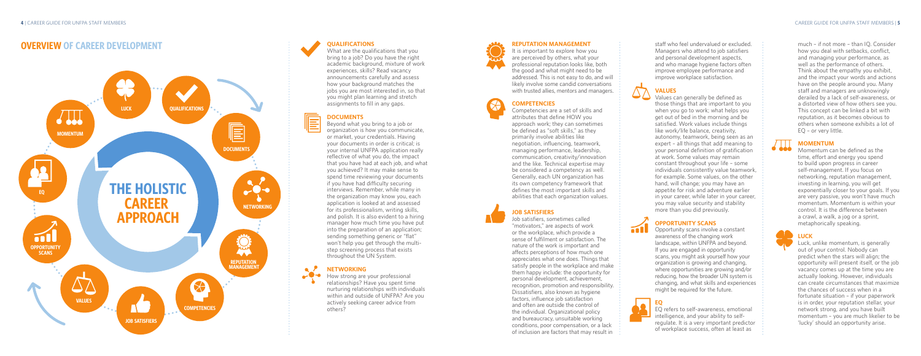# OVERVIEW OF CAREER DEVELOPMENT

THE HOLISTIC CAREER APPROACH

LUCK · QUALIFICATIONS · DOCUMENTS · NETWORKING · REPUTATION MANAGEMENT · COMPETENCIES · JOB SATISFIERS · VALUES · OPPORTUNITY SCANS · EQ · MOMENTUM

## QUALIFICATIONS

What are the qualifications that you bring to a job? Do you have the right academic background, mixture of work experiences, skills? Read vacancy announcements carefully and assess how your background matches the jobs you are most interested in, so that you might plan learning and stretch assignments to fill in any gaps.

## DOCUMENTS

Beyond what you bring to a job or organization is how you communicate, or market, your credentials. Having your documents in order is critical; is your internal UNFPA application really reflective of what you do, the impact that you have had at each job, and what you achieved? It may make sense to spend time reviewing your documents if you have had difficulty securing interviews. Remember, while many in the organization may know you, each application is looked at and assessed for its professionalism, writing skills, and polish. It is also evident to a hiring manager how much time you have put into the preparation of an application; sending something generic or "flat" won't help you get through the multi-step screening process that exists throughout the UN System.

## NETWORKING

How strong are your professional relationships? Have you spent time nurturing relationships with individuals within and outside of UNFPA? Are you actively seeking career advice from others?

## REPUTATION MANAGEMENT

It is important to explore how you are perceived by others, what your professional reputation looks like, both the good and what might need to be addressed. This is not easy to do, and will likely involve some candid conversations with trusted allies, mentors and managers.

## COMPETENCIES

Competencies are a set of skills and attributes that define HOW you approach work; they can sometimes be defined as "soft skills," as they primarily involve abilities like negotiation, influencing, teamwork, managing performance, leadership, communication, creativity/innovation and the like. Technical expertise may be considered a competency as well. Generally, each UN organization has its own competency framework that defines the most important skills and abilities that each organization values.

## JOB SATISFIERS

Job satisfiers, sometimes called "motivators," are aspects of work or the workplace, which provide a sense of fulfilment or satisfaction. The nature of the work is important and affects perceptions of how much one appreciates what one does. Things that satisfy people in the workplace and make them happy include: the opportunity for personal development, achievement, recognition, promotion and responsibility. Dissatisfiers, also known as hygiene factors, influence job satisfaction and often are outside the control of the individual. Organizational policy and bureaucracy, unsuitable working conditions, poor compensation, or a lack of inclusion are factors that may result in staff who feel undervalued or excluded. Managers who attend to job satisfiers and personal development aspects, and who manage hygiene factors often improve employee performance and improve workplace satisfaction.

## VALUES

Values can generally be defined as those things that are important to you when you go to work; what helps you get out of bed in the morning and be satisfied. Work values include things like work/life balance, creativity, autonomy, teamwork, being seen as an expert – all things that add meaning to your personal definition of gratification at work. Some values may remain constant throughout your life – some individuals consistently value teamwork, for example. Some values, on the other hand, will change; you may have an appetite for risk and adventure earlier in your career, while later in your career, you may value security and stability more than you did previously.

## OPPORTUNITY SCANS

Opportunity scans involve a constant awareness of the changing work landscape, within UNFPA and beyond. If you are engaged in opportunity scans, you might ask yourself how your organization is growing and changing, where opportunities are growing and/or reducing, how the broader UN system is changing, and what skills and experiences might be required for the future.

## EQ

EQ refers to self-awareness, emotional intelligence, and your ability to self-regulate. It is a very important predictor of workplace success, often at least as much – if not more – than IQ. Consider how you deal with setbacks, conflict, and managing your performance, as well as the performance of others. Think about the empathy you exhibit, and the impact your words and actions have on the people around you. Many staff and managers are unknowingly derailed by a lack of self-awareness, or a distorted view of how others see you. This concept can be linked a bit with reputation, as it becomes obvious to others when someone exhibits a lot of EQ – or very little.

## MOMENTUM

Momentum can be defined as the time, effort and energy you spend to build upon progress in career self-management. If you focus on networking, reputation management, investing in learning, you will get exponentially closer to your goals. If you are very passive, you won't have much momentum. Momentum is within your control. It is the difference between a crawl, a walk, a jog or a sprint, metaphorically speaking.

## LUCK

Luck, unlike momentum, is generally out of your control. Nobody can predict when the stars will align; the opportunity will present itself, or the job vacancy comes up at the time you are actually looking. However, individuals can create circumstances that maximize the chances of success when in a fortunate situation – if your paperwork is in order, your reputation stellar, your network strong, and you have built momentum – you are much likelier to be 'lucky' should an opportunity arise.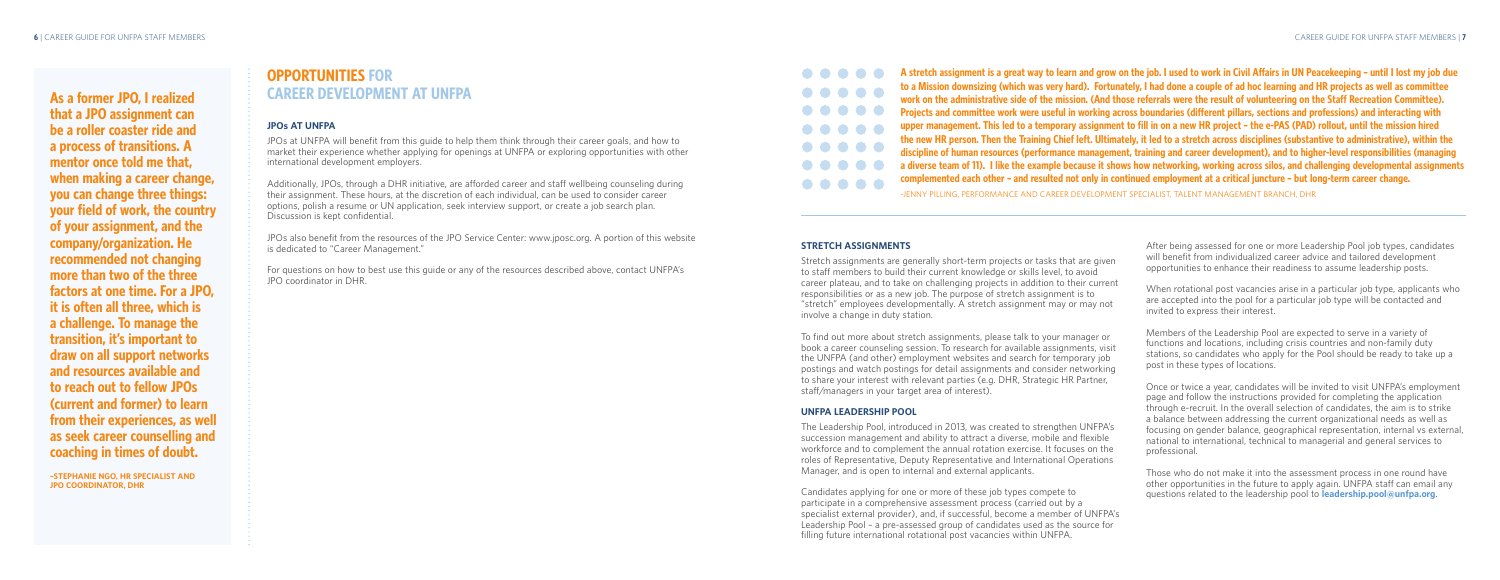**As a former JPO, I realized that a JPO assignment can be a roller coaster ride and a process of transitions. A mentor once told me that, when making a career change, you can change three things: your field of work, the country of your assignment, and the company/organization. He recommended not changing more than two of the three factors at one time. For a JPO, it is often all three, which is a challenge. To manage the transition, it's important to draw on all support networks and resources available and to reach out to fellow JPOs (current and former) to learn from their experiences, as well as seek career counselling and coaching in times of doubt.**

**-STEPHANIE NGO, HR SPECIALIST AND JPO COORDINATOR, DHR**

## OPPORTUNITIES FOR CAREER DEVELOPMENT AT UNFPA

### JPOs AT UNFPA

JPOs at UNFPA will benefit from this guide to help them think through their career goals, and how to market their experience whether applying for openings at UNFPA or exploring opportunities with other international development employers.

Additionally, JPOs, through a DHR initiative, are afforded career and staff wellbeing counseling during their assignment. These hours, at the discretion of each individual, can be used to consider career options, polish a resume or UN application, seek interview support, or create a job search plan. Discussion is kept confidential.

JPOs also benefit from the resources of the JPO Service Center: www.jposc.org. A portion of this website is dedicated to "Career Management."

For questions on how to best use this guide or any of the resources described above, contact UNFPA's JPO coordinator in DHR.

**A stretch assignment is a great way to learn and grow on the job. I used to work in Civil Affairs in UN Peacekeeping – until I lost my job due to a Mission downsizing (which was very hard). Fortunately, I had done a couple of ad hoc learning and HR projects as well as committee work on the administrative side of the mission. (And those referrals were the result of volunteering on the Staff Recreation Committee). Projects and committee work were useful in working across boundaries (different pillars, sections and professions) and interacting with upper management. This led to a temporary assignment to fill in on a new HR project – the e-PAS (PAD) rollout, until the mission hired the new HR person. Then the Training Chief left. Ultimately, it led to a stretch across disciplines (substantive to administrative), within the discipline of human resources (performance management, training and career development), and to higher-level responsibilities (managing a diverse team of 11). I like the example because it shows how networking, working across silos, and challenging developmental assignments complemented each other – and resulted not only in continued employment at a critical juncture – but long-term career change.**

-JENNY PILLING, PERFORMANCE AND CAREER DEVELOPMENT SPECIALIST, TALENT MANAGEMENT BRANCH, DHR

### STRETCH ASSIGNMENTS

Stretch assignments are generally short-term projects or tasks that are given to staff members to build their current knowledge or skills level, to avoid career plateau, and to take on challenging projects in addition to their current responsibilities or as a new job. The purpose of stretch assignment is to "stretch" employees developmentally. A stretch assignment may or may not involve a change in duty station.

To find out more about stretch assignments, please talk to your manager or book a career counseling session. To research for available assignments, visit the UNFPA (and other) employment websites and search for temporary job postings and watch postings for detail assignments and consider networking to share your interest with relevant parties (e.g. DHR, Strategic HR Partner, staff/managers in your target area of interest).

### UNFPA LEADERSHIP POOL

The Leadership Pool, introduced in 2013, was created to strengthen UNFPA's succession management and ability to attract a diverse, mobile and flexible workforce and to complement the annual rotation exercise. It focuses on the roles of Representative, Deputy Representative and International Operations Manager, and is open to internal and external applicants.

Candidates applying for one or more of these job types compete to participate in a comprehensive assessment process (carried out by a specialist external provider), and, if successful, become a member of UNFPA's Leadership Pool – a pre-assessed group of candidates used as the source for filling future international rotational post vacancies within UNFPA.

After being assessed for one or more Leadership Pool job types, candidates will benefit from individualized career advice and tailored development opportunities to enhance their readiness to assume leadership posts.

When rotational post vacancies arise in a particular job type, applicants who are accepted into the pool for a particular job type will be contacted and invited to express their interest.

Members of the Leadership Pool are expected to serve in a variety of functions and locations, including crisis countries and non-family duty stations, so candidates who apply for the Pool should be ready to take up a post in these types of locations.

Once or twice a year, candidates will be invited to visit UNFPA's employment page and follow the instructions provided for completing the application through e-recruit. In the overall selection of candidates, the aim is to strike a balance between addressing the current organizational needs as well as focusing on gender balance, geographical representation, internal vs external, national to international, technical to managerial and general services to professional.

Those who do not make it into the assessment process in one round have other opportunities in the future to apply again. UNFPA staff can email any questions related to the leadership pool to **leadership.pool@unfpa.org**.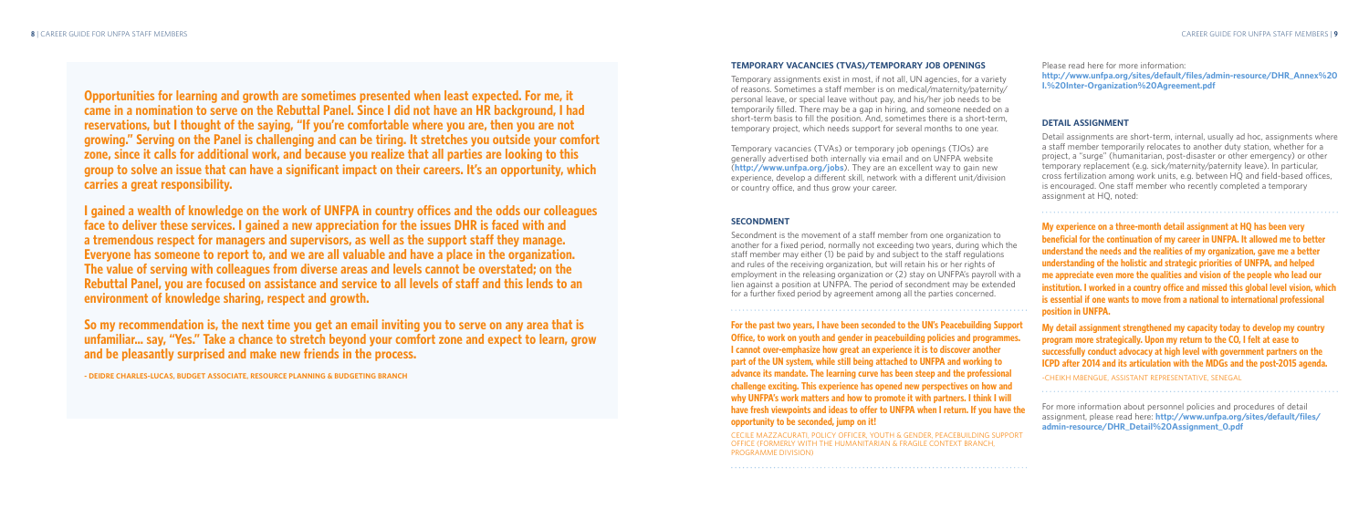**Opportunities for learning and growth are sometimes presented when least expected. For me, it came in a nomination to serve on the Rebuttal Panel. Since I did not have an HR background, I had reservations, but I thought of the saying, "If you're comfortable where you are, then you are not growing." Serving on the Panel is challenging and can be tiring. It stretches you outside your comfort zone, since it calls for additional work, and because you realize that all parties are looking to this group to solve an issue that can have a significant impact on their careers. It's an opportunity, which carries a great responsibility.**

**I gained a wealth of knowledge on the work of UNFPA in country offices and the odds our colleagues face to deliver these services. I gained a new appreciation for the issues DHR is faced with and a tremendous respect for managers and supervisors, as well as the support staff they manage. Everyone has someone to report to, and we are all valuable and have a place in the organization. The value of serving with colleagues from diverse areas and levels cannot be overstated; on the Rebuttal Panel, you are focused on assistance and service to all levels of staff and this lends to an environment of knowledge sharing, respect and growth.**

**So my recommendation is, the next time you get an email inviting you to serve on any area that is unfamiliar... say, "Yes." Take a chance to stretch beyond your comfort zone and expect to learn, grow and be pleasantly surprised and make new friends in the process.**

- DEIDRE CHARLES-LUCAS, BUDGET ASSOCIATE, RESOURCE PLANNING & BUDGETING BRANCH

### TEMPORARY VACANCIES (TVAS)/TEMPORARY JOB OPENINGS

Temporary assignments exist in most, if not all, UN agencies, for a variety of reasons. Sometimes a staff member is on medical/maternity/paternity/personal leave, or special leave without pay, and his/her job needs to be temporarily filled. There may be a gap in hiring, and someone needed on a short-term basis to fill the position. And, sometimes there is a short-term, temporary project, which needs support for several months to one year.

Temporary vacancies (TVAs) or temporary job openings (TJOs) are generally advertised both internally via email and on UNFPA website (**http://www.unfpa.org/jobs**). They are an excellent way to gain new experience, develop a different skill, network with a different unit/division or country office, and thus grow your career.

### SECONDMENT

Secondment is the movement of a staff member from one organization to another for a fixed period, normally not exceeding two years, during which the staff member may either (1) be paid by and subject to the staff regulations and rules of the receiving organization, but will retain his or her rights of employment in the releasing organization or (2) stay on UNFPA's payroll with a lien against a position at UNFPA. The period of secondment may be extended for a further fixed period by agreement among all the parties concerned.

**For the past two years, I have been seconded to the UN's Peacebuilding Support Office, to work on youth and gender in peacebuilding policies and programmes. I cannot over-emphasize how great an experience it is to discover another part of the UN system, while still being attached to UNFPA and working to advance its mandate. The learning curve has been steep and the professional challenge exciting. This experience has opened new perspectives on how and why UNFPA's work matters and how to promote it with partners. I think I will have fresh viewpoints and ideas to offer to UNFPA when I return. If you have the opportunity to be seconded, jump on it!**

CECILE MAZZACURATI, POLICY OFFICER, YOUTH & GENDER, PEACEBUILDING SUPPORT OFFICE (FORMERLY WITH THE HUMANITARIAN & FRAGILE CONTEXT BRANCH, PROGRAMME DIVISION)

Please read here for more information: **http://www.unfpa.org/sites/default/files/admin-resource/DHR_Annex%20I.%20Inter-Organization%20Agreement.pdf**

### DETAIL ASSIGNMENT

Detail assignments are short-term, internal, usually ad hoc, assignments where a staff member temporarily relocates to another duty station, whether for a project, a "surge" (humanitarian, post-disaster or other emergency) or other temporary replacement (e.g. sick/maternity/paternity leave). In particular, cross fertilization among work units, e.g. between HQ and field-based offices, is encouraged. One staff member who recently completed a temporary assignment at HQ, noted:

**My experience on a three-month detail assignment at HQ has been very beneficial for the continuation of my career in UNFPA. It allowed me to better understand the needs and the realities of my organization, gave me a better understanding of the holistic and strategic priorities of UNFPA, and helped me appreciate even more the qualities and vision of the people who lead our institution. I worked in a country office and missed this global level vision, which is essential if one wants to move from a national to international professional position in UNFPA.**

**My detail assignment strengthened my capacity today to develop my country program more strategically. Upon my return to the CO, I felt at ease to successfully conduct advocacy at high level with government partners on the ICPD after 2014 and its articulation with the MDGs and the post-2015 agenda.**

-CHEIKH MBENGUE, ASSISTANT REPRESENTATIVE, SENEGAL

For more information about personnel policies and procedures of detail assignment, please read here: **http://www.unfpa.org/sites/default/files/admin-resource/DHR_Detail%20Assignment_0.pdf**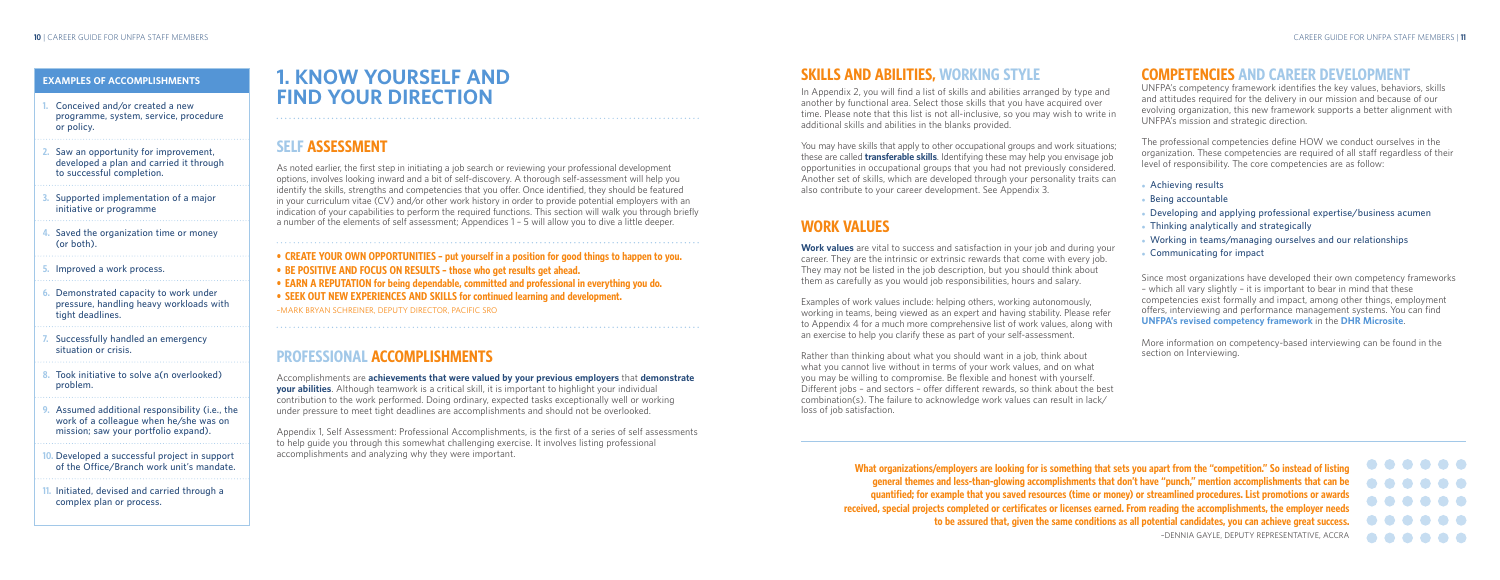## EXAMPLES OF ACCOMPLISHMENTS

1. Conceived and/or created a new programme, system, service, procedure or policy.
2. Saw an opportunity for improvement, developed a plan and carried it through to successful completion.
3. Supported implementation of a major initiative or programme
4. Saved the organization time or money (or both).
5. Improved a work process.
6. Demonstrated capacity to work under pressure, handling heavy workloads with tight deadlines.
7. Successfully handled an emergency situation or crisis.
8. Took initiative to solve a(n overlooked) problem.
9. Assumed additional responsibility (i.e., the work of a colleague when he/she was on mission; saw your portfolio expand).
10. Developed a successful project in support of the Office/Branch work unit's mandate.
11. Initiated, devised and carried through a complex plan or process.

# 1. KNOW YOURSELF AND FIND YOUR DIRECTION

## SELF ASSESSMENT

As noted earlier, the first step in initiating a job search or reviewing your professional development options, involves looking inward and a bit of self-discovery. A thorough self-assessment will help you identify the skills, strengths and competencies that you offer. Once identified, they should be featured in your curriculum vitae (CV) and/or other work history in order to provide potential employers with an indication of your capabilities to perform the required functions. This section will walk you through briefly a number of the elements of self assessment; Appendices 1 – 5 will allow you to dive a little deeper.

- **CREATE YOUR OWN OPPORTUNITIES - put yourself in a position for good things to happen to you.**
- **BE POSITIVE AND FOCUS ON RESULTS - those who get results get ahead.**
- **EARN A REPUTATION for being dependable, committed and professional in everything you do.**
- **SEEK OUT NEW EXPERIENCES AND SKILLS for continued learning and development.**

–MARK BRYAN SCHREINER, DEPUTY DIRECTOR, PACIFIC SRO

## PROFESSIONAL ACCOMPLISHMENTS

Accomplishments are **achievements that were valued by your previous employers** that **demonstrate your abilities**. Although teamwork is a critical skill, it is important to highlight your individual contribution to the work performed. Doing ordinary, expected tasks exceptionally well or working under pressure to meet tight deadlines are accomplishments and should not be overlooked.

Appendix 1, Self Assessment: Professional Accomplishments, is the first of a series of self assessments to help guide you through this somewhat challenging exercise. It involves listing professional accomplishments and analyzing why they were important.

## SKILLS AND ABILITIES, WORKING STYLE

In Appendix 2, you will find a list of skills and abilities arranged by type and another by functional area. Select those skills that you have acquired over time. Please note that this list is not all-inclusive, so you may wish to write in additional skills and abilities in the blanks provided.

You may have skills that apply to other occupational groups and work situations; these are called **transferable skills**. Identifying these may help you envisage job opportunities in occupational groups that you had not previously considered. Another set of skills, which are developed through your personality traits can also contribute to your career development. See Appendix 3.

## WORK VALUES

**Work values** are vital to success and satisfaction in your job and during your career. They are the intrinsic or extrinsic rewards that come with every job. They may not be listed in the job description, but you should think about them as carefully as you would job responsibilities, hours and salary.

Examples of work values include: helping others, working autonomously, working in teams, being viewed as an expert and having stability. Please refer to Appendix 4 for a much more comprehensive list of work values, along with an exercise to help you clarify these as part of your self-assessment.

Rather than thinking about what you should want in a job, think about what you cannot live without in terms of your work values, and on what you may be willing to compromise. Be flexible and honest with yourself. Different jobs – and sectors – offer different rewards, so think about the best combination(s). The failure to acknowledge work values can result in lack/loss of job satisfaction.

## COMPETENCIES AND CAREER DEVELOPMENT

UNFPA's competency framework identifies the key values, behaviors, skills and attitudes required for the delivery in our mission and because of our evolving organization, this new framework supports a better alignment with UNFPA's mission and strategic direction.

The professional competencies define HOW we conduct ourselves in the organization. These competencies are required of all staff regardless of their level of responsibility. The core competencies are as follow:

- Achieving results
- Being accountable
- Developing and applying professional expertise/business acumen
- Thinking analytically and strategically
- Working in teams/managing ourselves and our relationships
- Communicating for impact

Since most organizations have developed their own competency frameworks – which all vary slightly – it is important to bear in mind that these competencies exist formally and impact, among other things, employment offers, interviewing and performance management systems. You can find **UNFPA's revised competency framework** in the **DHR Microsite**.

More information on competency-based interviewing can be found in the section on Interviewing.

**What organizations/employers are looking for is something that sets you apart from the "competition." So instead of listing general themes and less-than-glowing accomplishments that don't have "punch," mention accomplishments that can be quantified; for example that you saved resources (time or money) or streamlined procedures. List promotions or awards received, special projects completed or certificates or licenses earned. From reading the accomplishments, the employer needs to be assured that, given the same conditions as all potential candidates, you can achieve great success.**

–DENNIA GAYLE, DEPUTY REPRESENTATIVE, ACCRA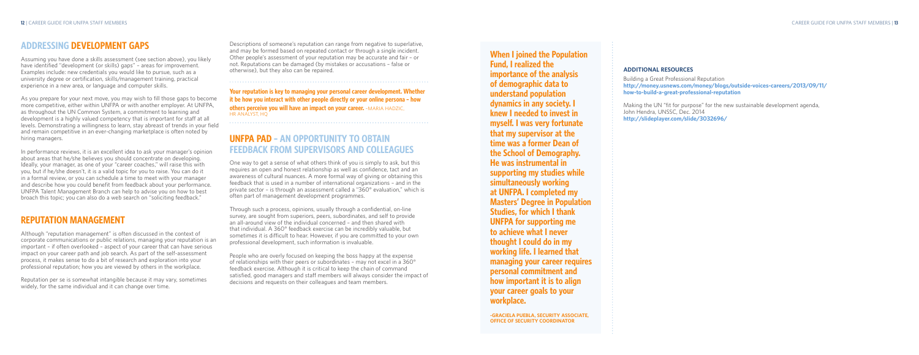## ADDRESSING DEVELOPMENT GAPS

Assuming you have done a skills assessment (see section above), you likely have identified "development (or skills) gaps" – areas for improvement. Examples include: new credentials you would like to pursue, such as a university degree or certification, skills/management training, practical experience in a new area, or language and computer skills.

As you prepare for your next move, you may wish to fill those gaps to become more competitive, either within UNFPA or with another employer. At UNFPA, as throughout the UN Common System, a commitment to learning and development is a highly valued competency that is important for staff at all levels. Demonstrating a willingness to learn, stay abreast of trends in your field and remain competitive in an ever-changing marketplace is often noted by hiring managers.

In performance reviews, it is an excellent idea to ask your manager's opinion about areas that he/she believes you should concentrate on developing. Ideally, your manager, as one of your "career coaches," will raise this with you, but if he/she doesn't, it is a valid topic for you to raise. You can do it in a formal review, or you can schedule a time to meet with your manager and describe how you could benefit from feedback about your performance. UNFPA Talent Management Branch can help to advise you on how to best broach this topic; you can also do a web search on "soliciting feedback."

## REPUTATION MANAGEMENT

Although "reputation management" is often discussed in the context of corporate communications or public relations, managing your reputation is an important – if often overlooked – aspect of your career that can have serious impact on your career path and job search. As part of the self-assessment process, it makes sense to do a bit of research and exploration into your professional reputation; how you are viewed by others in the workplace.

Reputation per se is somewhat intangible because it may vary, sometimes widely, for the same individual and it can change over time.

Descriptions of someone's reputation can range from negative to superlative, and may be formed based on repeated contact or through a single incident. Other people's assessment of your reputation may be accurate and fair – or not. Reputations can be damaged (by mistakes or accusations – false or otherwise), but they also can be repaired.

**Your reputation is key to managing your personal career development. Whether it be how you interact with other people directly or your online persona – how others perceive you will have an impact on your career.** –MARIA HADZIC, HR ANALYST, HQ

## UNFPA PAD – AN OPPORTUNITY TO OBTAIN FEEDBACK FROM SUPERVISORS AND COLLEAGUES

One way to get a sense of what others think of you is simply to ask, but this requires an open and honest relationship as well as confidence, tact and an awareness of cultural nuances. A more formal way of giving or obtaining this feedback that is used in a number of international organizations – and in the private sector – is through an assessment called a "360° evaluation," which is often part of management development programmes.

Through such a process, opinions, usually through a confidential, on-line survey, are sought from superiors, peers, subordinates, and self to provide an all-around view of the individual concerned – and then shared with that individual. A 360° feedback exercise can be incredibly valuable, but sometimes it is difficult to hear. However, if you are committed to your own professional development, such information is invaluable.

People who are overly focused on keeping the boss happy at the expense of relationships with their peers or subordinates – may not excel in a 360° feedback exercise. Although it is critical to keep the chain of command satisfied, good managers and staff members will always consider the impact of decisions and requests on their colleagues and team members.

**When I joined the Population Fund, I realized the importance of the analysis of demographic data to understand population dynamics in any society. I knew I needed to invest in myself. I was very fortunate that my supervisor at the time was a former Dean of the School of Demography. He was instrumental in supporting my studies while simultaneously working at UNFPA. I completed my Masters' Degree in Population Studies, for which I thank UNFPA for supporting me to achieve what I never thought I could do in my working life. I learned that managing your career requires personal commitment and how important it is to align your career goals to your workplace.**

**–GRACIELA PUEBLA, SECURITY ASSOCIATE, OFFICE OF SECURITY COORDINATOR**

### ADDITIONAL RESOURCES

Building a Great Professional Reputation
**http://money.usnews.com/money/blogs/outside-voices-careers/2013/09/11/how-to-build-a-great-professional-reputation**

Making the UN "fit for purpose" for the new sustainable development agenda, John Hendra, UNSSC, Dec. 2014
**http://slideplayer.com/slide/3032696/**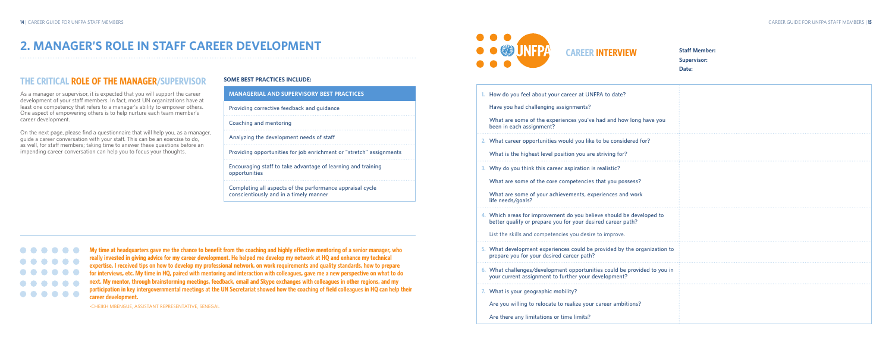# 2. MANAGER'S ROLE IN STAFF CAREER DEVELOPMENT

## THE CRITICAL ROLE OF THE MANAGER/SUPERVISOR

As a manager or supervisor, it is expected that you will support the career development of your staff members. In fact, most UN organizations have at least one competency that refers to a manager's ability to empower others. One aspect of empowering others is to help nurture each team member's career development.

On the next page, please find a questionnaire that will help you, as a manager, guide a career conversation with your staff. This can be an exercise to do, as well, for staff members; taking time to answer these questions before an impending career conversation can help you to focus your thoughts.

**SOME BEST PRACTICES INCLUDE:**

| MANAGERIAL AND SUPERVISORY BEST PRACTICES |
|---|
| Providing corrective feedback and guidance |
| Coaching and mentoring |
| Analyzing the development needs of staff |
| Providing opportunities for job enrichment or "stretch" assignments |
| Encouraging staff to take advantage of learning and training opportunities |
| Completing all aspects of the performance appraisal cycle conscientiously and in a timely manner |

**My time at headquarters gave me the chance to benefit from the coaching and highly effective mentoring of a senior manager, who really invested in giving advice for my career development. He helped me develop my network at HQ and enhance my technical expertise. I received tips on how to develop my professional network, on work requirements and quality standards, how to prepare for interviews, etc. My time in HQ, paired with mentoring and interaction with colleagues, gave me a new perspective on what to do next. My mentor, through brainstorming meetings, feedback, email and Skype exchanges with colleagues in other regions, and my participation in key intergovernmental meetings at the UN Secretariat showed how the coaching of field colleagues in HQ can help their career development.**

-CHEIKH MBENGUE, ASSISTANT REPRESENTATIVE, SENEGAL

## CAREER INTERVIEW

**Staff Member:**
**Supervisor:**
**Date:**

| Questions | |
|---|---|
| 1. How do you feel about your career at UNFPA to date?<br><br>Have you had challenging assignments?<br><br>What are some of the experiences you've had and how long have you been in each assignment? | |
| 2. What career opportunities would you like to be considered for?<br><br>What is the highest level position you are striving for? | |
| 3. Why do you think this career aspiration is realistic?<br><br>What are some of the core competencies that you possess?<br><br>What are some of your achievements, experiences and work life needs/goals? | |
| 4. Which areas for improvement do you believe should be developed to better qualify or prepare you for your desired career path?<br><br>List the skills and competencies you desire to improve. | |
| 5. What development experiences could be provided by the organization to prepare you for your desired career path? | |
| 6. What challenges/development opportunities could be provided to you in your current assignment to further your development? | |
| 7. What is your geographic mobility?<br><br>Are you willing to relocate to realize your career ambitions?<br><br>Are there any limitations or time limits? | |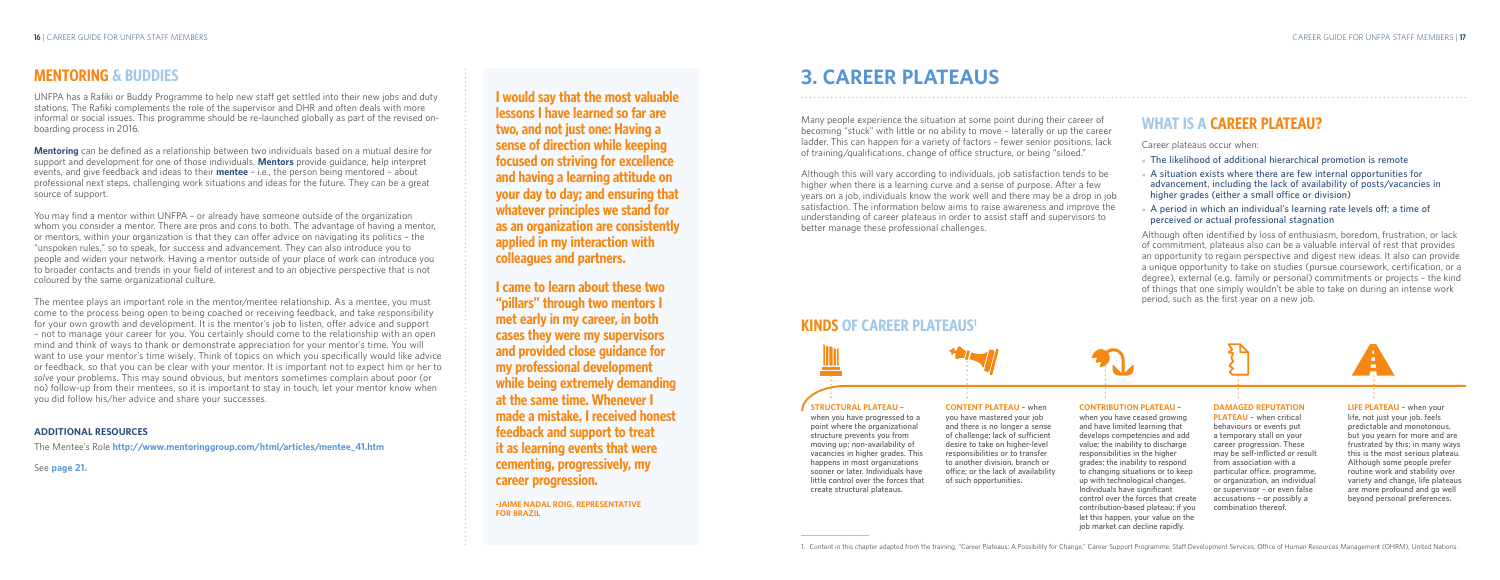## MENTORING & BUDDIES

UNFPA has a Rafiki or Buddy Programme to help new staff get settled into their new jobs and duty stations. The Rafiki complements the role of the supervisor and DHR and often deals with more informal or social issues. This programme should be re-launched globally as part of the revised on-boarding process in 2016.

**Mentoring** can be defined as a relationship between two individuals based on a mutual desire for support and development for one of those individuals. **Mentors** provide guidance, help interpret events, and give feedback and ideas to their **mentee** – i.e., the person being mentored – about professional next steps, challenging work situations and ideas for the future. They can be a great source of support.

You may find a mentor within UNFPA – or already have someone outside of the organization whom you consider a mentor. There are pros and cons to both. The advantage of having a mentor, or mentors, within your organization is that they can offer advice on navigating its politics – the "unspoken rules," so to speak, for success and advancement. They can also introduce you to people and widen your network. Having a mentor outside of your place of work can introduce you to broader contacts and trends in your field of interest and to an objective perspective that is not coloured by the same organizational culture.

The mentee plays an important role in the mentor/mentee relationship. As a mentee, you must come to the process being open to being coached or receiving feedback, and take responsibility for your own growth and development. It is the mentor's job to listen, offer advice and support – not to manage your career for you. You certainly should come to the relationship with an open mind and think of ways to thank or demonstrate appreciation for your mentor's time. You will want to use your mentor's time wisely. Think of topics on which you specifically would like advice or feedback, so that you can be clear with your mentor. It is important not to expect him or her to *solve* your problems. This may sound obvious, but mentors sometimes complain about poor (or no) follow-up from their mentees, so it is important to stay in touch, let your mentor know when you did follow his/her advice and share your successes.

### ADDITIONAL RESOURCES

The Mentee's Role **http://www.mentoringgroup.com/html/articles/mentee_41.htm**

See **page 21.**

**I would say that the most valuable lessons I have learned so far are two, and not just one: Having a sense of direction while keeping focused on striving for excellence and having a learning attitude on your day to day; and ensuring that whatever principles we stand for as an organization are consistently applied in my interaction with colleagues and partners.**

**I came to learn about these two "pillars" through two mentors I met early in my career, in both cases they were my supervisors and provided close guidance for my professional development while being extremely demanding at the same time. Whenever I made a mistake, I received honest feedback and support to treat it as learning events that were cementing, progressively, my career progression.**

**-JAIME NADAL ROIG, REPRESENTATIVE FOR BRAZIL**

# 3. CAREER PLATEAUS

Many people experience the situation at some point during their career of becoming "stuck" with little or no ability to move – laterally or up the career ladder. This can happen for a variety of factors – fewer senior positions, lack of training/qualifications, change of office structure, or being "siloed."

Although this will vary according to individuals, job satisfaction tends to be higher when there is a learning curve and a sense of purpose. After a few years on a job, individuals know the work well and there may be a drop in job satisfaction. The information below aims to raise awareness and improve the understanding of career plateaus in order to assist staff and supervisors to better manage these professional challenges.

## WHAT IS A CAREER PLATEAU?

Career plateaus occur when:

- The likelihood of additional hierarchical promotion is remote
- A situation exists where there are few internal opportunities for advancement, including the lack of availability of posts/vacancies in higher grades (either a small office or division)
- A period in which an individual's learning rate levels off; a time of perceived or actual professional stagnation

Although often identified by loss of enthusiasm, boredom, frustration, or lack of commitment, plateaus also can be a valuable interval of rest that provides an opportunity to regain perspective and digest new ideas. It also can provide a unique opportunity to take on studies (pursue coursework, certification, or a degree), external (e.g. family or personal) commitments or projects – the kind of things that one simply wouldn't be able to take on during an intense work period, such as the first year on a new job.

## KINDS OF CAREER PLATEAUS[1]

**STRUCTURAL PLATEAU –** when you have progressed to a point where the organizational structure prevents you from moving up; non-availability of vacancies in higher grades. This happens in most organizations sooner or later. Individuals have little control over the forces that create structural plateaus.

**CONTENT PLATEAU –** when you have mastered your job and there is no longer a sense of challenge; lack of sufficient desire to take on higher-level responsibilities or to transfer to another division, branch or office; or the lack of availability of such opportunities.

**CONTRIBUTION PLATEAU –** when you have ceased growing and have limited learning that develops competencies and add value; the inability to discharge responsibilities in the higher grades; the inability to respond to changing situations or to keep up with technological changes. Individuals have significant control over the forces that create contribution-based plateau; if you let this happen, your value on the job market can decline rapidly.

**DAMAGED REPUTATION PLATEAU –** when critical behaviours or events put a temporary stall on your career progression. These may be self-inflicted or result from association with a particular office, programme, or organization, an individual or supervisor – or even false accusations – or possibly a combination thereof.

**LIFE PLATEAU –** when your life, not just your job, feels predictable and monotonous, but you yearn for more and are frustrated by this; in many ways this is the most serious plateau. Although some people prefer routine work and stability over variety and change, life plateaus are more profound and go well beyond personal preferences.

1. Content in this chapter adapted from the training, "Career Plateaus: A Possibility for Change," Career Support Programme, Staff Development Services, Office of Human Resources Management (OHRM), United Nations.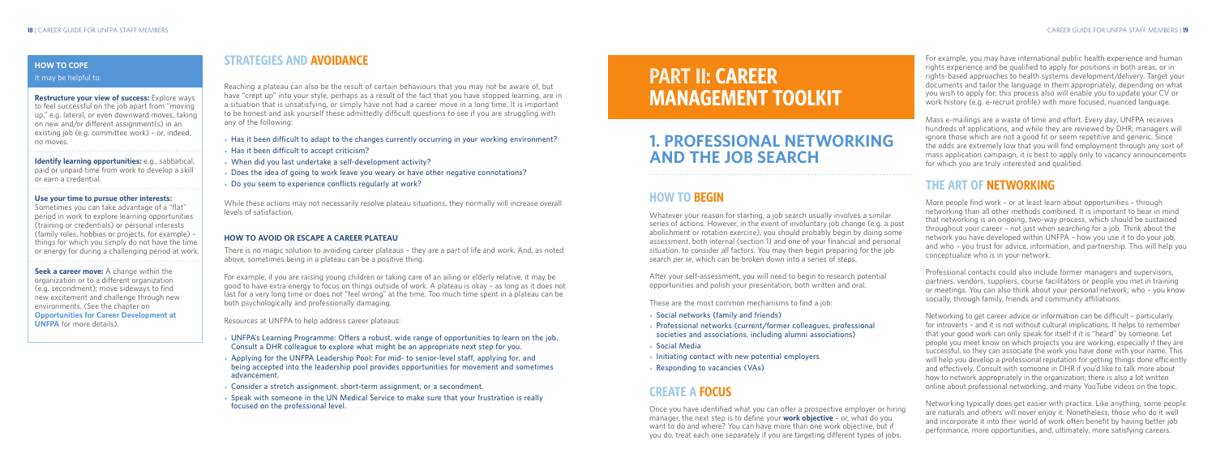## HOW TO COPE

It may be helpful to:

**Restructure your view of success:** Explore ways to feel successful on the job apart from "moving up," e.g. lateral, or even downward moves, taking on new and/or different assignment(s) in an existing job (e.g. committee work) – or, indeed, no moves.

**Identify learning opportunities:** e.g., sabbatical, paid or unpaid time from work to develop a skill or earn a credential.

**Use your time to pursue other interests:** Sometimes you can take advantage of a "flat" period in work to explore learning opportunities (training or credentials) or personal interests (family roles, hobbies or projects, for example) – things for which you simply do not have the time or energy for during a challenging period at work.

**Seek a career move:** A change within the organization or to a different organization (e.g. secondment); move sideways to find new excitement and challenge through new environments. (See the chapter on **Opportunities for Career Development at UNFPA** for more details).

## STRATEGIES AND AVOIDANCE

Reaching a plateau can also be the result of certain behaviours that you may not be aware of, but have "crept up" into your style, perhaps as a result of the fact that you have stopped learning, are in a situation that is unsatisfying, or simply have not had a career move in a long time. It is important to be honest and ask yourself these admittedly difficult questions to see if you are struggling with any of the following:

- Has it been difficult to adapt to the changes currently occurring in your working environment?
- Has it been difficult to accept criticism?
- When did you last undertake a self-development activity?
- Does the idea of going to work leave you weary or have other negative connotations?
- Do you seem to experience conflicts regularly at work?

While these actions may not necessarily resolve plateau situations, they normally will increase overall levels of satisfaction.

### HOW TO AVOID OR ESCAPE A CAREER PLATEAU

There is no magic solution to avoiding career plateaus – they are a part of life and work. And, as noted above, sometimes being in a plateau can be a positive thing.

For example, if you are raising young children or taking care of an ailing or elderly relative, it may be good to have extra energy to focus on things outside of work. A plateau is okay – as long as it does not last for a very long time or does not "feel wrong" at the time. Too much time spent in a plateau can be both psychologically and professionally damaging.

Resources at UNFPA to help address career plateaus:

- UNFPA's Learning Programme: Offers a robust, wide range of opportunities to learn on the job. Consult a DHR colleague to explore what might be an appropriate next step for you.
- Applying for the UNFPA Leadership Pool: For mid- to senior-level staff, applying for, and being accepted into the leadership pool provides opportunities for movement and sometimes advancement.
- Consider a stretch assignment, short-term assignment, or a secondment.
- Speak with someone in the UN Medical Service to make sure that your frustration is really focused on the professional level.

# PART II: CAREER MANAGEMENT TOOLKIT

## 1. PROFESSIONAL NETWORKING AND THE JOB SEARCH

### HOW TO BEGIN

Whatever your reason for starting, a job search usually involves a similar series of actions. However, in the event of involuntary job change (e.g. a post abolishment or rotation exercise), you should probably begin by doing some assessment, both internal (section 1) and one of your financial and personal situation, to consider all factors. You may then begin preparing for the job search *per se*, which can be broken down into a series of steps.

After your self-assessment, you will need to begin to research potential opportunities and polish your presentation, both written and oral.

These are the most common mechanisms to find a job:

- Social networks (family and friends)
- Professional networks (current/former colleagues, professional societies and associations, including alumni associations)
- Social Media
- Initiating contact with new potential employers
- Responding to vacancies (VAs)

### CREATE A FOCUS

Once you have identified what you can offer a prospective employer or hiring manager, the next step is to define your **work objective** – or, what do you want to do and where? You can have more than one work objective, but if you do, treat each one separately if you are targeting different types of jobs.

For example, you may have international public health experience and human rights experience and be qualified to apply for positions in both areas, or in rights-based approaches to health systems development/delivery. Target your documents and tailor the language in them appropriately, depending on what you wish to apply for; this process also will enable you to update your CV or work history (e.g. e-recruit profile) with more focused, nuanced language.

Mass e-mailings are a waste of time and effort. Every day, UNFPA receives hundreds of applications, and while they are reviewed by DHR, managers will ignore those which are not a good fit or seem repetitive and generic. Since the odds are extremely low that you will find employment through any sort of mass application campaign, it is best to apply only to vacancy announcements for which you are truly interested and qualified.

### THE ART OF NETWORKING

More people find work – or at least learn about opportunities – through networking than all other methods combined. It is important to bear in mind that networking is an ongoing, two-way process, which should be sustained throughout your career – not just when searching for a job. Think about the network you have developed within UNFPA – how you use it to do your job, and who – you trust for advice, information, and partnership. This will help you conceptualize who is in your network.

Professional contacts could also include former managers and supervisors, partners, vendors, suppliers, course facilitators or people you met in training or meetings. You can also think about your personal network; who – you know socially, through family, friends and community affiliations.

Networking to get career advice or information can be difficult – particularly for introverts – and it is not without cultural implications. It helps to remember that your good work can only speak for itself if it is "heard" by someone. Let people you meet know on which projects you are working, especially if they are successful, so they can associate the work you have done with your name. This will help you develop a professional reputation for getting things done efficiently and effectively. Consult with someone in DHR if you'd like to talk more about how to network appropriately in the organization; there is also a lot written online about professional networking, and many YouTube videos on the topic.

Networking typically does get easier with practice. Like anything, some people are naturals and others will never enjoy it. Nonetheless, those who do it well and incorporate it into their world of work often benefit by having better job performance, more opportunities, and, ultimately, more satisfying careers.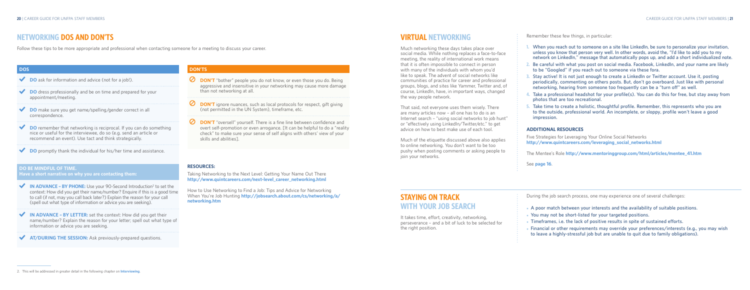## NETWORKING DOS AND DON'TS

Follow these tips to be more appropriate and professional when contacting someone for a meeting to discuss your career.

### DOS

- **DO** ask for information and advice (not for a job!).
- **DO** dress professionally and be on time and prepared for your appointment/meeting.
- **DO** make sure you get name/spelling/gender correct in all correspondence.
- **DO** remember that networking is reciprocal. If you can do something nice or useful for the interviewee, do so (e.g. send an article or recommend an event). Use tact and think strategically.
- **DO** promptly thank the individual for his/her time and assistance.

**DO BE MINDFUL OF TIME.**
**Have a short narrative on why you are contacting them:**

- **IN ADVANCE – BY PHONE:** Use your 90-Second Introduction[2] to set the context: How did you get their name/number? Enquire if this is a good time to call (if not, may you call back later?) Explain the reason for your call (spell out what type of information or advice you are seeking).
- **IN ADVANCE – BY LETTER:** set the context: How did you get their name/number? Explain the reason for your letter; spell out what type of information or advice you are seeking.
- **AT/DURING THE SESSION:** Ask previously-prepared questions.

### DON'TS

- **DON'T** "bother" people you do not know, or even those you do. Being aggressive and insensitive in your networking may cause more damage than not networking at all.
- **DON'T** ignore nuances, such as local protocols for respect, gift giving (not permitted in the UN System), timeframe, etc.
- **DON'T** "oversell" yourself. There is a fine line between confidence and overt self-promotion or even arrogance. [It can be helpful to do a "reality check" to make sure your sense of self aligns with others' view of your skills and abilities].

### RESOURCES:

Taking Networking to the Next Level: Getting Your Name Out There **http://www.quintcareers.com/next-level_career_networking.html**

How to Use Networking to Find a Job: Tips and Advice for Networking When You're Job Hunting **http://jobsearch.about.com/cs/networking/a/networking.htm**

2. This will be addressed in greater detail in the following chapter on **Interviewing**.

## VIRTUAL NETWORKING

Much networking these days takes place over social media. While nothing replaces a face-to-face meeting, the reality of international work means that it is often impossible to connect in person with many of the individuals with whom you'd like to speak. The advent of social networks like communities of practice for career and professional groups, blogs, and sites like Yammer, Twitter and, of course, LinkedIn, have, in important ways, changed the way people network.

That said, not everyone uses them wisely. There are many articles now – all one has to do is an Internet search – "using social networks to job hunt" or "effectively using LinkedIn/Twitter/etc." to get advice on how to best make use of each tool.

Much of the etiquette discussed above also applies to online networking. You don't want to be too pushy when posting comments or asking people to join your networks.

Remember these few things, in particular:

1. When you reach out to someone on a site like LinkedIn, be sure to personalize your invitation, unless you know that person very well. In other words, avoid the, "I'd like to add you to my network on LinkedIn," message that automatically pops up, and add a short individualized note.
2. Be careful with what you post on social media. Facebook, LinkedIn, and your name are likely to be "Googled" if you reach out to someone via these fora.
3. Stay active! It is not just enough to create a LinkedIn or Twitter account. Use it, posting periodically, commenting on others posts. But, don't go overboard. Just like with personal networking, hearing from someone too frequently can be a "turn off" as well.
4. Take a professional headshot for your profile(s). You can do this for free, but stay away from photos that are too recreational.
5. Take time to create a holistic, thoughtful profile. Remember, this represents who you are to the outside, professional world. An incomplete, or sloppy, profile won't leave a good impression.

### ADDITIONAL RESOURCES

Five Strategies for Leveraging Your Online Social Networks **http://www.quintcareers.com/leveraging_social_networks.html**

The Mentee's Role **http://www.mentoringgroup.com/html/articles/mentee_41.htm**

See **page 16**.

## STAYING ON TRACK WITH YOUR JOB SEARCH

It takes time, effort, creativity, networking, perseverance – and a bit of luck to be selected for the right position.

During the job search process, one may experience one of several challenges:

- A poor match between your interests and the availability of suitable positions.
- You may not be short-listed for your targeted positions.
- Timeframes, i.e. the lack of positive results in spite of sustained efforts.
- Financial or other requirements may override your preferences/interests (e.g., you may wish to leave a highly-stressful job but are unable to quit due to family obligations).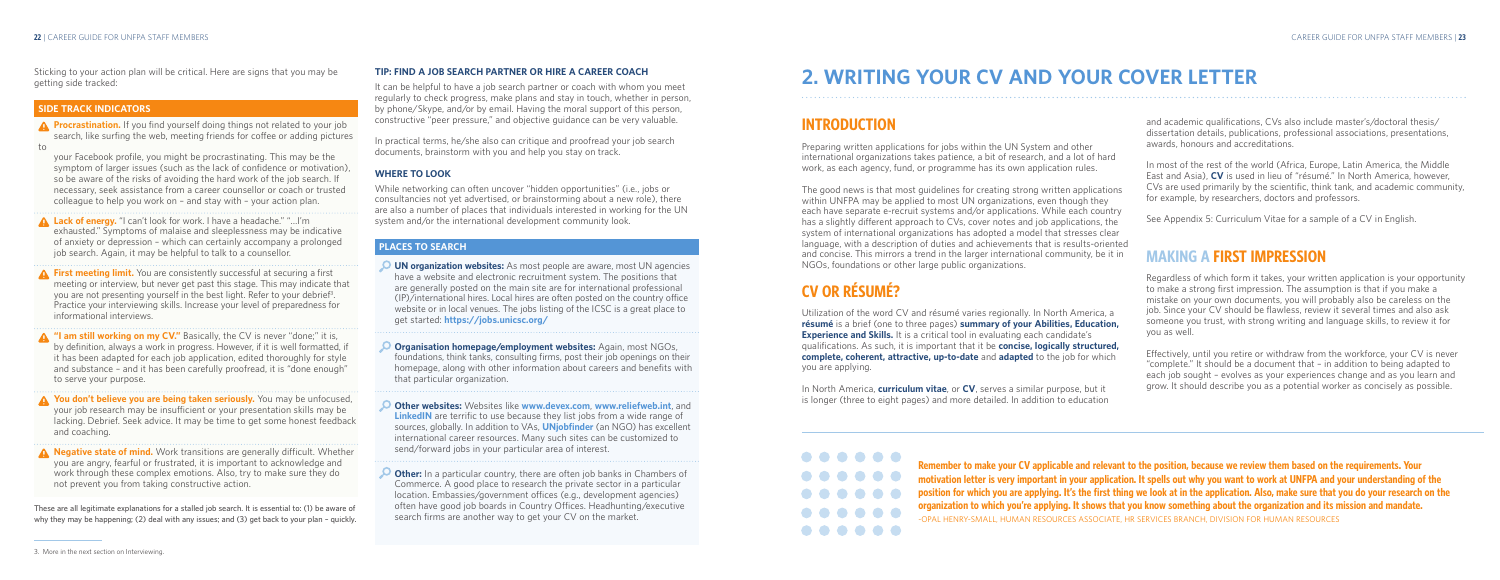Sticking to your action plan will be critical. Here are signs that you may be getting side tracked:

### SIDE TRACK INDICATORS

- **Procrastination.** If you find yourself doing things not related to your job search, like surfing the web, meeting friends for coffee or adding pictures to your Facebook profile, you might be procrastinating. This may be the symptom of larger issues (such as the lack of confidence or motivation), so be aware of the risks of avoiding the hard work of the job search. If necessary, seek assistance from a career counsellor or coach or trusted colleague to help you work on – and stay with – your action plan.
- **Lack of energy.** "I can't look for work. I have a headache." "...I'm exhausted." Symptoms of malaise and sleeplessness may be indicative of anxiety or depression – which can certainly accompany a prolonged job search. Again, it may be helpful to talk to a counsellor.
- **First meeting limit.** You are consistently successful at securing a first meeting or interview, but never get past this stage. This may indicate that you are not presenting yourself in the best light. Refer to your debrief[3]. Practice your interviewing skills. Increase your level of preparedness for informational interviews.
- **"I am still working on my CV."** Basically, the CV is never "done;" it is, by definition, always a work in progress. However, if it is well formatted, if it has been adapted for each job application, edited thoroughly for style and substance – and it has been carefully proofread, it is "done enough" to serve your purpose.
- **You don't believe you are being taken seriously.** You may be unfocused, your job research may be insufficient or your presentation skills may be lacking. Debrief. Seek advice. It may be time to get some honest feedback and coaching.
- **Negative state of mind.** Work transitions are generally difficult. Whether you are angry, fearful or frustrated, it is important to acknowledge and work through these complex emotions. Also, try to make sure they do not prevent you from taking constructive action.

These are all legitimate explanations for a stalled job search. It is essential to: (1) be aware of why they may be happening; (2) deal with any issues; and (3) get back to your plan – quickly.

3. More in the next section on Interviewing.

### TIP: FIND A JOB SEARCH PARTNER OR HIRE A CAREER COACH

It can be helpful to have a job search partner or coach with whom you meet regularly to check progress, make plans and stay in touch, whether in person, by phone/Skype, and/or by email. Having the moral support of this person, constructive "peer pressure," and objective guidance can be very valuable.

In practical terms, he/she also can critique and proofread your job search documents, brainstorm with you and help you stay on track.

### WHERE TO LOOK

While networking can often uncover "hidden opportunities" (i.e., jobs or consultancies not yet advertised, or brainstorming about a new role), there are also a number of places that individuals interested in working for the UN system and/or the international development community look.

### PLACES TO SEARCH

- **UN organization websites:** As most people are aware, most UN agencies have a website and electronic recruitment system. The positions that are generally posted on the main site are for international professional (IP)/international hires. Local hires are often posted on the country office website or in local venues. The jobs listing of the ICSC is a great place to get started: **https://jobs.unicsc.org/**
- **Organisation homepage/employment websites:** Again, most NGOs, foundations, think tanks, consulting firms, post their job openings on their homepage, along with other information about careers and benefits with that particular organization.
- **Other websites:** Websites like **www.devex.com**, **www.reliefweb.int**, and **LinkedIN** are terrific to use because they list jobs from a wide range of sources, globally. In addition to VAs, **UNjobfinder** (an NGO) has excellent international career resources. Many such sites can be customized to send/forward jobs in your particular area of interest.
- **Other:** In a particular country, there are often job banks in Chambers of Commerce. A good place to research the private sector in a particular location. Embassies/government offices (e.g., development agencies) often have good job boards in Country Offices. Headhunting/executive search firms are another way to get your CV on the market.

# 2. WRITING YOUR CV AND YOUR COVER LETTER

## INTRODUCTION

Preparing written applications for jobs within the UN System and other international organizations takes patience, a bit of research, and a lot of hard work, as each agency, fund, or programme has its own application rules.

The good news is that most guidelines for creating strong written applications within UNFPA may be applied to most UN organizations, even though they each have separate e-recruit systems and/or applications. While each country has a slightly different approach to CVs, cover notes and job applications, the system of international organizations has adopted a model that stresses clear language, with a description of duties and achievements that is results-oriented and concise. This mirrors a trend in the larger international community, be it in NGOs, foundations or other large public organizations.

## CV OR RÉSUMÉ?

Utilization of the word CV and résumé varies regionally. In North America, a **résumé** is a brief (one to three pages) **summary of your Abilities, Education, Experience and Skills.** It is a critical tool in evaluating each candidate's qualifications. As such, it is important that it be **concise, logically structured, complete, coherent, attractive, up-to-date** and **adapted** to the job for which you are applying.

In North America, **curriculum vitae**, or **CV**, serves a similar purpose, but it is longer (three to eight pages) and more detailed. In addition to education and academic qualifications, CVs also include master's/doctoral thesis/dissertation details, publications, professional associations, presentations, awards, honours and accreditations.

In most of the rest of the world (Africa, Europe, Latin America, the Middle East and Asia), **CV** is used in lieu of "résumé." In North America, however, CVs are used primarily by the scientific, think tank, and academic community, for example, by researchers, doctors and professors.

See Appendix 5: Curriculum Vitae for a sample of a CV in English.

## MAKING A FIRST IMPRESSION

Regardless of which form it takes, your written application is your opportunity to make a strong first impression. The assumption is that if you make a mistake on your own documents, you will probably also be careless on the job. Since your CV should be flawless, review it several times and also ask someone you trust, with strong writing and language skills, to review it for you as well.

Effectively, until you retire or withdraw from the workforce, your CV is never "complete." It should be a document that – in addition to being adapted to each job sought – evolves as your experiences change and as you learn and grow. It should describe you as a potential worker as concisely as possible.

**Remember to make your CV applicable and relevant to the position, because we review them based on the requirements. Your motivation letter is very important in your application. It spells out why you want to work at UNFPA and your understanding of the position for which you are applying. It's the first thing we look at in the application. Also, make sure that you do your research on the organization to which you're applying. It shows that you know something about the organization and its mission and mandate.**
-OPAL HENRY-SMALL, HUMAN RESOURCES ASSOCIATE, HR SERVICES BRANCH, DIVISION FOR HUMAN RESOURCES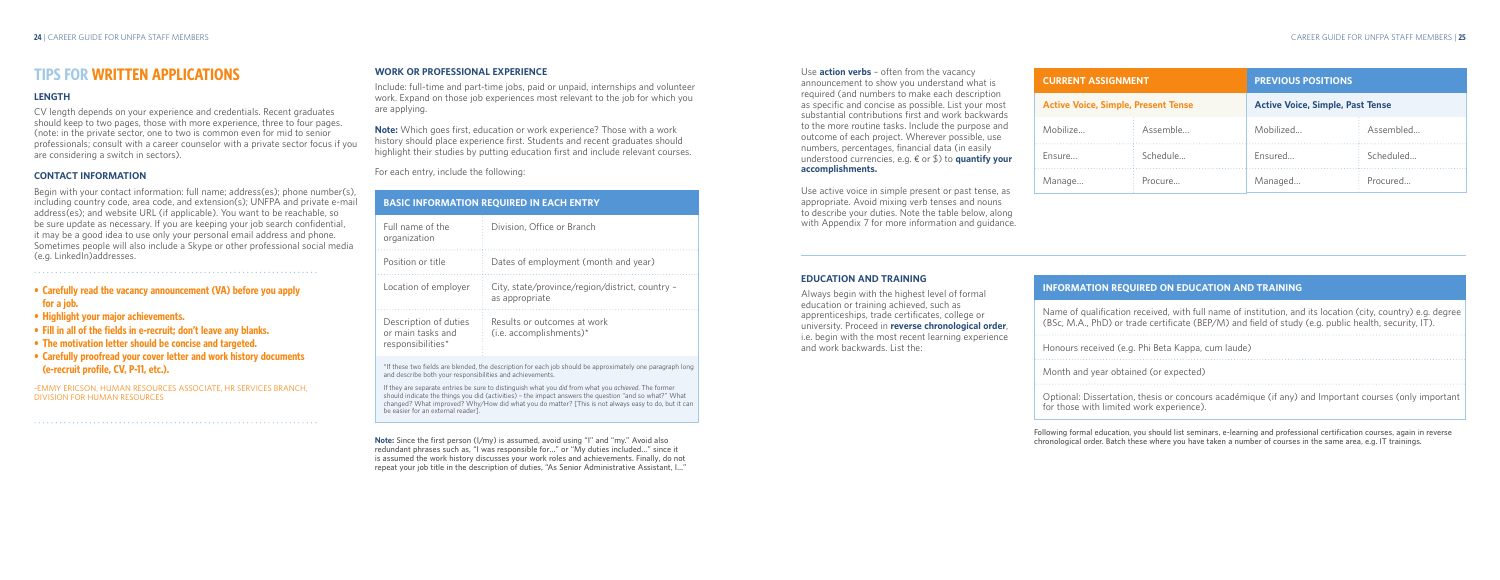# TIPS FOR WRITTEN APPLICATIONS

## LENGTH

CV length depends on your experience and credentials. Recent graduates should keep to two pages, those with more experience, three to four pages. (note: in the private sector, one to two is common even for mid to senior professionals; consult with a career counselor with a private sector focus if you are considering a switch in sectors).

## CONTACT INFORMATION

Begin with your contact information: full name; address(es); phone number(s), including country code, area code, and extension(s); UNFPA and private e-mail address(es); and website URL (if applicable). You want to be reachable, so be sure update as necessary. If you are keeping your job search confidential, it may be a good idea to use only your personal email address and phone. Sometimes people will also include a Skype or other professional social media (e.g. LinkedIn)addresses.

- **Carefully read the vacancy announcement (VA) before you apply for a job.**
- **Highlight your major achievements.**
- **Fill in all of the fields in e-recruit; don't leave any blanks.**
- **The motivation letter should be concise and targeted.**
- **Carefully proofread your cover letter and work history documents (e-recruit profile, CV, P-11, etc.).**

–EMMY ERICSON, HUMAN RESOURCES ASSOCIATE, HR SERVICES BRANCH, DIVISION FOR HUMAN RESOURCES

## WORK OR PROFESSIONAL EXPERIENCE

Include: full-time and part-time jobs, paid or unpaid, internships and volunteer work. Expand on those job experiences most relevant to the job for which you are applying.

**Note:** Which goes first, education or work experience? Those with a work history should place experience first. Students and recent graduates should highlight their studies by putting education first and include relevant courses.

For each entry, include the following:

| BASIC INFORMATION REQUIRED IN EACH ENTRY | |
|---|---|
| Full name of the organization | Division, Office or Branch |
| Position or title | Dates of employment (month and year) |
| Location of employer | City, state/province/region/district, country – as appropriate |
| Description of duties or main tasks and responsibilities* | Results or outcomes at work (i.e. accomplishments)* |

*If these two fields are blended, the description for each job should be approximately one paragraph long and describe both your responsibilities and achievements.

If they are separate entries be sure to distinguish what you *did* from what you *achieved*. The former should indicate the things you did (activities) – the impact answers the question "and so what?" What changed? What improved? Why/How did what you do matter? [This is not always easy to do, but it can be easier for an external reader].

**Note:** Since the first person (I/my) is assumed, avoid using "I" and "my." Avoid also redundant phrases such as, "I was responsible for…" or "My duties included…" since it is assumed the work history discusses your work roles and achievements. Finally, do not repeat your job title in the description of duties, "As Senior Administrative Assistant, I…"

Use **action verbs** – often from the vacancy announcement to show you understand what is required (and numbers to make each description as specific and concise as possible. List your most substantial contributions first and work backwards to the more routine tasks. Include the purpose and outcome of each project. Wherever possible, use numbers, percentages, financial data (in easily understood currencies, e.g. € or $) to **quantify your accomplishments.**

Use active voice in simple present or past tense, as appropriate. Avoid mixing verb tenses and nouns to describe your duties. Note the table below, along with Appendix 7 for more information and guidance.

| CURRENT ASSIGNMENT | | PREVIOUS POSITIONS | |
|---|---|---|---|
| **Active Voice, Simple, Present Tense** | | **Active Voice, Simple, Past Tense** | |
| Mobilize… | Assemble… | Mobilized… | Assembled… |
| Ensure… | Schedule… | Ensured… | Scheduled… |
| Manage… | Procure… | Managed… | Procured… |

## EDUCATION AND TRAINING

Always begin with the highest level of formal education or training achieved, such as apprenticeships, trade certificates, college or university. Proceed in **reverse chronological order**, i.e. begin with the most recent learning experience and work backwards. List the:

| INFORMATION REQUIRED ON EDUCATION AND TRAINING |
|---|
| Name of qualification received, with full name of institution, and its location (city, country) e.g. degree (BSc, M.A., PhD) or trade certificate (BEP/M) and field of study (e.g. public health, security, IT). |
| Honours received (e.g. Phi Beta Kappa, cum laude) |
| Month and year obtained (or expected) |
| Optional: Dissertation, thesis or concours académique (if any) and Important courses (only important for those with limited work experience). |

Following formal education, you should list seminars, e-learning and professional certification courses, again in reverse chronological order. Batch these where you have taken a number of courses in the same area, e.g. IT trainings.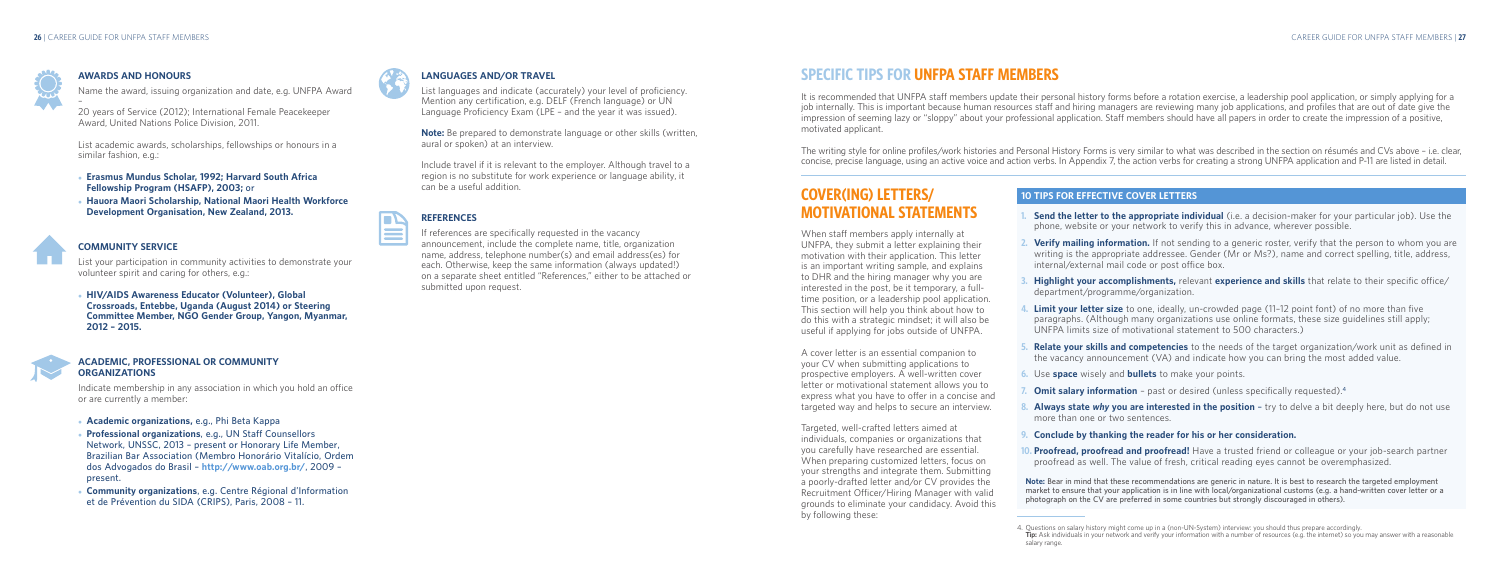### AWARDS AND HONOURS

Name the award, issuing organization and date, e.g. UNFPA Award – 20 years of Service (2012); International Female Peacekeeper Award, United Nations Police Division, 2011.

List academic awards, scholarships, fellowships or honours in a similar fashion, e.g.:

- **Erasmus Mundus Scholar, 1992; Harvard South Africa Fellowship Program (HSAFP), 2003;** or
- **Hauora Maori Scholarship, National Maori Health Workforce Development Organisation, New Zealand, 2013.**

### COMMUNITY SERVICE

List your participation in community activities to demonstrate your volunteer spirit and caring for others, e.g.:

- **HIV/AIDS Awareness Educator (Volunteer), Global Crossroads, Entebbe, Uganda (August 2014) or Steering Committee Member, NGO Gender Group, Yangon, Myanmar, 2012 – 2015.**

### ACADEMIC, PROFESSIONAL OR COMMUNITY ORGANIZATIONS

Indicate membership in any association in which you hold an office or are currently a member:

- **Academic organizations,** e.g., Phi Beta Kappa
- **Professional organizations**, e.g., UN Staff Counsellors Network, UNSSC, 2013 – present or Honorary Life Member, Brazilian Bar Association (Membro Honorário Vitalício, Ordem dos Advogados do Brasil – http://www.oab.org.br/, 2009 – present.
- **Community organizations**, e.g. Centre Régional d'Information et de Prévention du SIDA (CRIPS), Paris, 2008 – 11.

### LANGUAGES AND/OR TRAVEL

List languages and indicate (accurately) your level of proficiency. Mention any certification, e.g. DELF (French language) or UN Language Proficiency Exam (LPE – and the year it was issued).

**Note:** Be prepared to demonstrate language or other skills (written, aural or spoken) at an interview.

Include travel if it is relevant to the employer. Although travel to a region is no substitute for work experience or language ability, it can be a useful addition.

### REFERENCES

If references are specifically requested in the vacancy announcement, include the complete name, title, organization name, address, telephone number(s) and email address(es) for each. Otherwise, keep the same information (always updated!) on a separate sheet entitled "References," either to be attached or submitted upon request.

## SPECIFIC TIPS FOR UNFPA STAFF MEMBERS

It is recommended that UNFPA staff members update their personal history forms before a rotation exercise, a leadership pool application, or simply applying for a job internally. This is important because human resources staff and hiring managers are reviewing many job applications, and profiles that are out of date give the impression of seeming lazy or "sloppy" about your professional application. Staff members should have all papers in order to create the impression of a positive, motivated applicant.

The writing style for online profiles/work histories and Personal History Forms is very similar to what was described in the section on résumés and CVs above – i.e. clear, concise, precise language, using an active voice and action verbs. In Appendix 7, the action verbs for creating a strong UNFPA application and P-11 are listed in detail.

## COVER(ING) LETTERS/ MOTIVATIONAL STATEMENTS

When staff members apply internally at UNFPA, they submit a letter explaining their motivation with their application. This letter is an important writing sample, and explains to DHR and the hiring manager why you are interested in the post, be it temporary, a full-time position, or a leadership pool application. This section will help you think about how to do this with a strategic mindset; it will also be useful if applying for jobs outside of UNFPA.

A cover letter is an essential companion to your CV when submitting applications to prospective employers. A well-written cover letter or motivational statement allows you to express what you have to offer in a concise and targeted way and helps to secure an interview.

Targeted, well-crafted letters aimed at individuals, companies or organizations that you carefully have researched are essential. When preparing customized letters, focus on your strengths and integrate them. Submitting a poorly-drafted letter and/or CV provides the Recruitment Officer/Hiring Manager with valid grounds to eliminate your candidacy. Avoid this by following these:

### 10 TIPS FOR EFFECTIVE COVER LETTERS

1. **Send the letter to the appropriate individual** (i.e. a decision-maker for your particular job). Use the phone, website or your network to verify this in advance, wherever possible.
2. **Verify mailing information.** If not sending to a generic roster, verify that the person to whom you are writing is the appropriate addressee. Gender (Mr or Ms?), name and correct spelling, title, address, internal/external mail code or post office box.
3. **Highlight your accomplishments,** relevant **experience and skills** that relate to their specific office/ department/programme/organization.
4. **Limit your letter size** to one, ideally, un-crowded page (11–12 point font) of no more than five paragraphs. (Although many organizations use online formats, these size guidelines still apply; UNFPA limits size of motivational statement to 500 characters.)
5. **Relate your skills and competencies** to the needs of the target organization/work unit as defined in the vacancy announcement (VA) and indicate how you can bring the most added value.
6. Use **space** wisely and **bullets** to make your points.
7. **Omit salary information** – past or desired (unless specifically requested).[4]
8. **Always state *why* you are interested in the position** – try to delve a bit deeply here, but do not use more than one or two sentences.
9. **Conclude by thanking the reader for his or her consideration.**
10. **Proofread, proofread and proofread!** Have a trusted friend or colleague or your job-search partner proofread as well. The value of fresh, critical reading eyes cannot be overemphasized.

**Note:** Bear in mind that these recommendations are generic in nature. It is best to research the target employment market to ensure that your application is in line with local/organizational customs (e.g. a hand-written cover letter or a photograph on the CV are preferred in some countries but strongly discouraged in others).

4. Questions on salary history might come up in a (non-UN-System) interview: you should thus prepare accordingly.
**Tip:** Ask individuals in your network and verify your information with a number of resources (e.g. the internet) so you may answer with a reasonable salary range.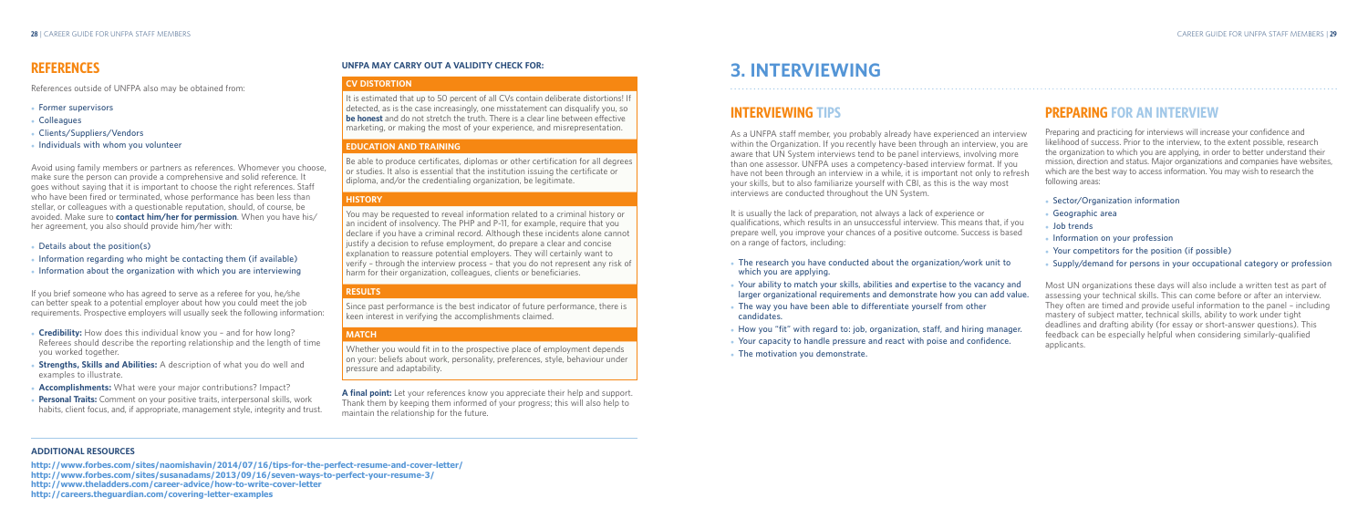## REFERENCES

References outside of UNFPA also may be obtained from:

- Former supervisors
- Colleagues
- Clients/Suppliers/Vendors
- Individuals with whom you volunteer

Avoid using family members or partners as references. Whomever you choose, make sure the person can provide a comprehensive and solid reference. It goes without saying that it is important to choose the right references. Staff who have been fired or terminated, whose performance has been less than stellar, or colleagues with a questionable reputation, should, of course, be avoided. Make sure to **contact him/her for permission**. When you have his/her agreement, you also should provide him/her with:

- Details about the position(s)
- Information regarding who might be contacting them (if available)
- Information about the organization with which you are interviewing

If you brief someone who has agreed to serve as a referee for you, he/she can better speak to a potential employer about how you could meet the job requirements. Prospective employers will usually seek the following information:

- **Credibility:** How does this individual know you – and for how long? Referees should describe the reporting relationship and the length of time you worked together.
- **Strengths, Skills and Abilities:** A description of what you do well and examples to illustrate.
- **Accomplishments:** What were your major contributions? Impact?
- **Personal Traits:** Comment on your positive traits, interpersonal skills, work habits, client focus, and, if appropriate, management style, integrity and trust.

### UNFPA MAY CARRY OUT A VALIDITY CHECK FOR:

**CV DISTORTION**

It is estimated that up to 50 percent of all CVs contain deliberate distortions! If detected, as is the case increasingly, one misstatement can disqualify you, so **be honest** and do not stretch the truth. There is a clear line between effective marketing, or making the most of your experience, and misrepresentation.

**EDUCATION AND TRAINING**

Be able to produce certificates, diplomas or other certification for all degrees or studies. It also is essential that the institution issuing the certificate or diploma, and/or the credentialing organization, be legitimate.

**HISTORY**

You may be requested to reveal information related to a criminal history or an incident of insolvency. The PHP and P-11, for example, require that you declare if you have a criminal record. Although these incidents alone cannot justify a decision to refuse employment, do prepare a clear and concise explanation to reassure potential employers. They will certainly want to verify – through the interview process – that you do not represent any risk of harm for their organization, colleagues, clients or beneficiaries.

**RESULTS**

Since past performance is the best indicator of future performance, there is keen interest in verifying the accomplishments claimed.

**MATCH**

Whether you would fit in to the prospective place of employment depends on your: beliefs about work, personality, preferences, style, behaviour under pressure and adaptability.

**A final point:** Let your references know you appreciate their help and support. Thank them by keeping them informed of your progress; this will also help to maintain the relationship for the future.

### ADDITIONAL RESOURCES

**http://www.forbes.com/sites/naomishavin/2014/07/16/tips-for-the-perfect-resume-and-cover-letter/**
**http://www.forbes.com/sites/susanadams/2013/09/16/seven-ways-to-perfect-your-resume-3/**
**http://www.theladders.com/career-advice/how-to-write-cover-letter**
**http://careers.theguardian.com/covering-letter-examples**

# 3. INTERVIEWING

## INTERVIEWING TIPS

As a UNFPA staff member, you probably already have experienced an interview within the Organization. If you recently have been through an interview, you are aware that UN System interviews tend to be panel interviews, involving more than one assessor. UNFPA uses a competency-based interview format. If you have not been through an interview in a while, it is important not only to refresh your skills, but to also familiarize yourself with CBI, as this is the way most interviews are conducted throughout the UN System.

It is usually the lack of preparation, not always a lack of experience or qualifications, which results in an unsuccessful interview. This means that, if you prepare well, you improve your chances of a positive outcome. Success is based on a range of factors, including:

- The research you have conducted about the organization/work unit to which you are applying.
- Your ability to match your skills, abilities and expertise to the vacancy and larger organizational requirements and demonstrate how you can add value.
- The way you have been able to differentiate yourself from other candidates.
- How you "fit" with regard to: job, organization, staff, and hiring manager.
- Your capacity to handle pressure and react with poise and confidence.
- The motivation you demonstrate.

## PREPARING FOR AN INTERVIEW

Preparing and practicing for interviews will increase your confidence and likelihood of success. Prior to the interview, to the extent possible, research the organization to which you are applying, in order to better understand their mission, direction and status. Major organizations and companies have websites, which are the best way to access information. You may wish to research the following areas:

- Sector/Organization information
- Geographic area
- Job trends
- Information on your profession
- Your competitors for the position (if possible)
- Supply/demand for persons in your occupational category or profession

Most UN organizations these days will also include a written test as part of assessing your technical skills. This can come before or after an interview. They often are timed and provide useful information to the panel – including mastery of subject matter, technical skills, ability to work under tight deadlines and drafting ability (for essay or short-answer questions). This feedback can be especially helpful when considering similarly-qualified applicants.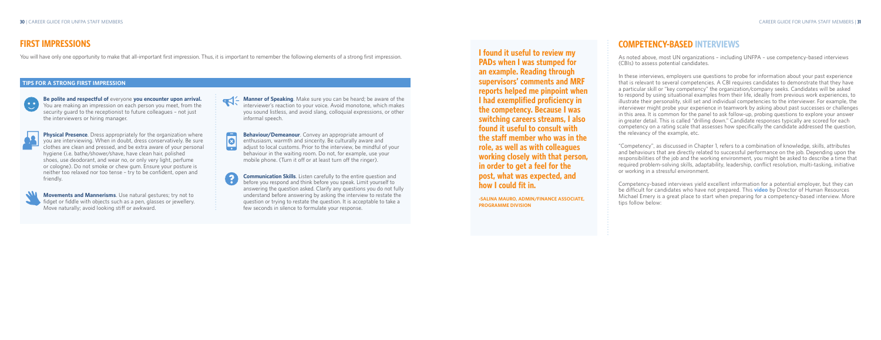## FIRST IMPRESSIONS

You will have only one opportunity to make that all-important first impression. Thus, it is important to remember the following elements of a strong first impression.

### TIPS FOR A STRONG FIRST IMPRESSION

**Be polite and respectful of** everyone **you encounter upon arrival.** You are making an impression on each person you meet, from the security guard to the receptionist to future colleagues – not just the interviewers or hiring manager.

**Physical Presence**. Dress appropriately for the organization where you are interviewing. When in doubt, dress conservatively. Be sure clothes are clean and pressed, and be extra aware of your personal hygiene (i.e. bathe/shower/shave, have clean hair, polished shoes, use deodorant, and wear no, or only very light, perfume or cologne). Do not smoke or chew gum. Ensure your posture is neither too relaxed nor too tense – try to be confident, open and friendly.

**Movements and Mannerisms**. Use natural gestures; try not to fidget or fiddle with objects such as a pen, glasses or jewellery. Move naturally; avoid looking stiff or awkward.

**Manner of Speaking**. Make sure you can be heard; be aware of the interviewer's reaction to your voice. Avoid monotone, which makes you sound listless, and avoid slang, colloquial expressions, or other informal speech.

**Behaviour/Demeanour**. Convey an appropriate amount of enthusiasm, warmth and sincerity. Be culturally aware and adjust to local customs. Prior to the interview, be mindful of your behaviour in the waiting room. Do not, for example, use your mobile phone. (Turn it off or at least turn off the ringer).

**Communication Skills**. Listen carefully to the entire question and before you respond and think before you speak. Limit yourself to answering the question asked. Clarify any questions you do not fully understand before answering by asking the interview to restate the question or trying to restate the question. It is acceptable to take a few seconds in silence to formulate your response.

**I found it useful to review my PADs when I was stumped for an example. Reading through supervisors' comments and MRF reports helped me pinpoint when I had exemplified proficiency in the competency. Because I was switching careers streams, I also found it useful to consult with the staff member who was in the role, as well as with colleagues working closely with that person, in order to get a feel for the post, what was expected, and how I could fit in.**

**-SALINA MAURO, ADMIN/FINANCE ASSOCIATE, PROGRAMME DIVISION**

## COMPETENCY-BASED INTERVIEWS

As noted above, most UN organizations – including UNFPA – use competency-based interviews (CBIs) to assess potential candidates.

In these interviews, employers use questions to probe for information about your past experience that is relevant to several competencies. A CBI requires candidates to demonstrate that they have a particular skill or "key competency" the organization/company seeks. Candidates will be asked to respond by using situational examples from their life, ideally from previous work experiences, to illustrate their personality, skill set and individual competencies to the interviewer. For example, the interviewer might probe your experience in teamwork by asking about past successes or challenges in this area. It is common for the panel to ask follow-up, probing questions to explore your answer in greater detail. This is called "drilling down." Candidate responses typically are scored for each competency on a rating scale that assesses how specifically the candidate addressed the question, the relevancy of the example, etc.

"Competency", as discussed in Chapter 1, refers to a combination of knowledge, skills, attributes and behaviours that are directly related to successful performance on the job. Depending upon the responsibilities of the job and the working environment, you might be asked to describe a time that required problem-solving skills, adaptability, leadership, conflict resolution, multi-tasking, initiative or working in a stressful environment.

Competency-based interviews yield excellent information for a potential employer, but they can be difficult for candidates who have not prepared. This **video** by Director of Human Resources Michael Emery is a great place to start when preparing for a competency-based interview. More tips follow below: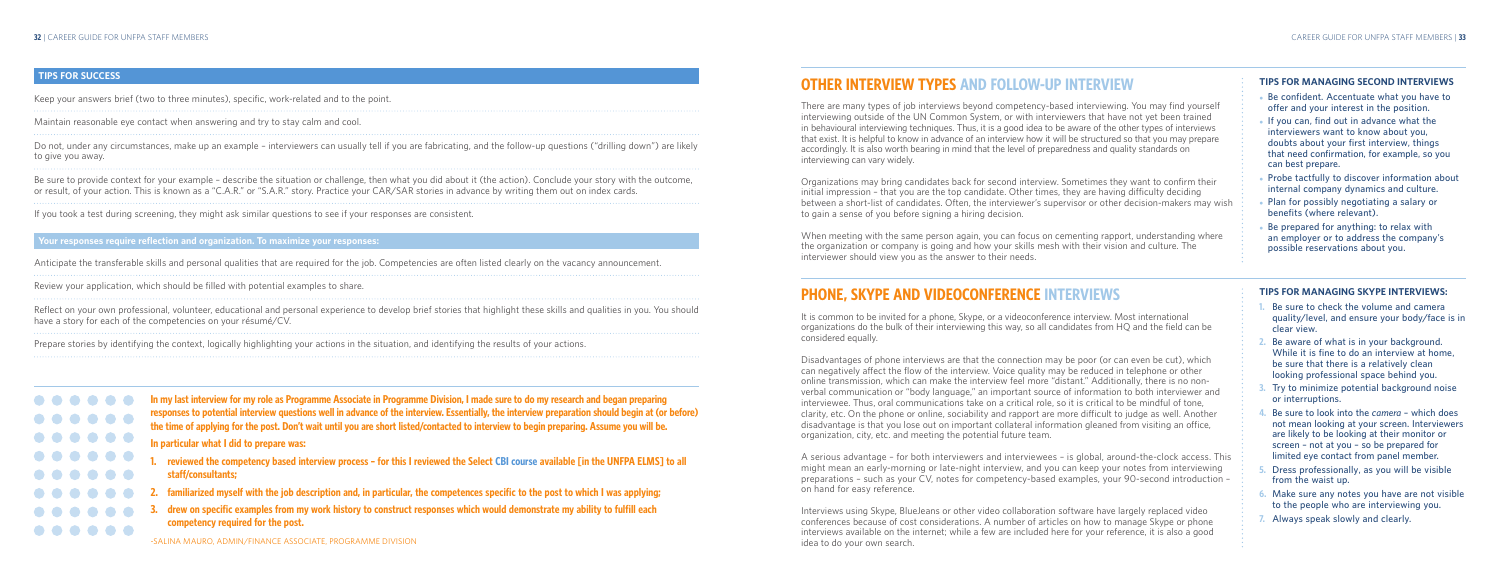## TIPS FOR SUCCESS

Keep your answers brief (two to three minutes), specific, work-related and to the point.

Maintain reasonable eye contact when answering and try to stay calm and cool.

Do not, under any circumstances, make up an example – interviewers can usually tell if you are fabricating, and the follow-up questions ("drilling down") are likely to give you away.

Be sure to provide context for your example – describe the situation or challenge, then what you did about it (the action). Conclude your story with the outcome, or result, of your action. This is known as a "C.A.R." or "S.A.R." story. Practice your CAR/SAR stories in advance by writing them out on index cards.

If you took a test during screening, they might ask similar questions to see if your responses are consistent.

**Your responses require reflection and organization. To maximize your responses:**

Anticipate the transferable skills and personal qualities that are required for the job. Competencies are often listed clearly on the vacancy announcement.

Review your application, which should be filled with potential examples to share.

Reflect on your own professional, volunteer, educational and personal experience to develop brief stories that highlight these skills and qualities in you. You should have a story for each of the competencies on your résumé/CV.

Prepare stories by identifying the context, logically highlighting your actions in the situation, and identifying the results of your actions.

**In my last interview for my role as Programme Associate in Programme Division, I made sure to do my research and began preparing responses to potential interview questions well in advance of the interview. Essentially, the interview preparation should begin at (or before) the time of applying for the post. Don't wait until you are short listed/contacted to interview to begin preparing. Assume you will be.**

**In particular what I did to prepare was:**

1. **reviewed the competency based interview process – for this I reviewed the Select CBI course available [in the UNFPA ELMS] to all staff/consultants;**
2. **familiarized myself with the job description and, in particular, the competences specific to the post to which I was applying;**
3. **drew on specific examples from my work history to construct responses which would demonstrate my ability to fulfill each competency required for the post.**

-SALINA MAURO, ADMIN/FINANCE ASSOCIATE, PROGRAMME DIVISION

## OTHER INTERVIEW TYPES AND FOLLOW-UP INTERVIEW

There are many types of job interviews beyond competency-based interviewing. You may find yourself interviewing outside of the UN Common System, or with interviewers that have not yet been trained in behavioural interviewing techniques. Thus, it is a good idea to be aware of the other types of interviews that exist. It is helpful to know in advance of an interview how it will be structured so that you may prepare accordingly. It is also worth bearing in mind that the level of preparedness and quality standards on interviewing can vary widely.

Organizations may bring candidates back for second interview. Sometimes they want to confirm their initial impression – that you are the top candidate. Other times, they are having difficulty deciding between a short-list of candidates. Often, the interviewer's supervisor or other decision-makers may wish to gain a sense of you before signing a hiring decision.

When meeting with the same person again, you can focus on cementing rapport, understanding where the organization or company is going and how your skills mesh with their vision and culture. The interviewer should view you as the answer to their needs.

### TIPS FOR MANAGING SECOND INTERVIEWS

- Be confident. Accentuate what you have to offer and your interest in the position.
- If you can, find out in advance what the interviewers want to know about you, doubts about your first interview, things that need confirmation, for example, so you can best prepare.
- Probe tactfully to discover information about internal company dynamics and culture.
- Plan for possibly negotiating a salary or benefits (where relevant).
- Be prepared for anything: to relax with an employer or to address the company's possible reservations about you.

## PHONE, SKYPE AND VIDEOCONFERENCE INTERVIEWS

It is common to be invited for a phone, Skype, or a videoconference interview. Most international organizations do the bulk of their interviewing this way, so all candidates from HQ and the field can be considered equally.

Disadvantages of phone interviews are that the connection may be poor (or can even be cut), which can negatively affect the flow of the interview. Voice quality may be reduced in telephone or other online transmission, which can make the interview feel more "distant." Additionally, there is no non-verbal communication or "body language," an important source of information to both interviewer and interviewee. Thus, oral communications take on a critical role, so it is critical to be mindful of tone, clarity, etc. On the phone or online, sociability and rapport are more difficult to judge as well. Another disadvantage is that you lose out on important collateral information gleaned from visiting an office, organization, city, etc. and meeting the potential future team.

A serious advantage – for both interviewers and interviewees – is global, around-the-clock access. This might mean an early-morning or late-night interview, and you can keep your notes from interviewing preparations – such as your CV, notes for competency-based examples, your 90-second introduction – on hand for easy reference.

Interviews using Skype, BlueJeans or other video collaboration software have largely replaced video conferences because of cost considerations. A number of articles on how to manage Skype or phone interviews available on the internet; while a few are included here for your reference, it is also a good idea to do your own search.

### TIPS FOR MANAGING SKYPE INTERVIEWS:

1. Be sure to check the volume and camera quality/level, and ensure your body/face is in clear view.
2. Be aware of what is in your background. While it is fine to do an interview at home, be sure that there is a relatively clean looking professional space behind you.
3. Try to minimize potential background noise or interruptions.
4. Be sure to look into the *camera* – which does not mean looking at your screen. Interviewers are likely to be looking at their monitor or screen – not at you – so be prepared for limited eye contact from panel member.
5. Dress professionally, as you will be visible from the waist up.
6. Make sure any notes you have are not visible to the people who are interviewing you.
7. Always speak slowly and clearly.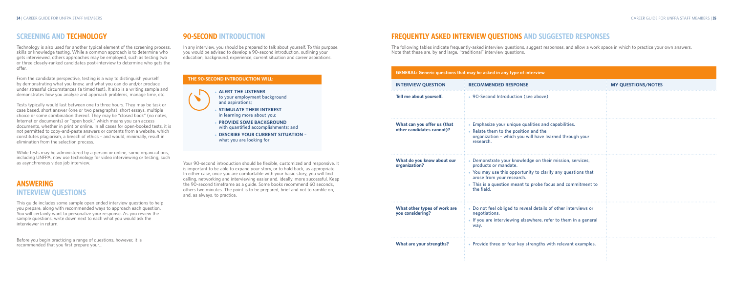## SCREENING AND TECHNOLOGY

Technology is also used for another typical element of the screening process, skills or knowledge testing. While a common approach is to determine who gets interviewed, others approaches may be employed, such as testing two or three closely-ranked candidates post-interview to determine who gets the offer.

From the candidate perspective, testing is a way to distinguish yourself by demonstrating what you know, and what you can do and/or produce under stressful circumstances (a timed test). It also is a writing sample and demonstrates how you analyze and approach problems, manage time, etc.

Tests typically would last between one to three hours. They may be task or case based, short answer (one or two paragraphs), short essays, multiple choice or some combination thereof. They may be "closed book" (no notes, Internet or documents) or "open book," which means you can access documents, whether in print or online. In all cases for open-booked tests, it is not permitted to copy-and-paste answers or contents from a website, which constitutes plagiarism, a breech of ethics – and would, minimally, result in elimination from the selection process.

While tests may be administered by a person or online, some organizations, including UNFPA, now use technology for video interviewing or testing, such as asynchronous video job interview.

## ANSWERING INTERVIEW QUESTIONS

This guide includes some sample open ended interview questions to help you prepare, along with recommended ways to approach each question. You will certainly want to personalize your response. As you review the sample questions, write down next to each what you would ask the interviewer in return.

Before you begin practicing a range of questions, however, it is recommended that you first prepare your…

## 90-SECOND INTRODUCTION

In any interview, you should be prepared to talk about yourself. To this purpose, you would be advised to develop a 90-second introduction, outlining your education, background, experience, current situation and career aspirations.

**THE 90-SECOND INTRODUCTION WILL:**

- **ALERT THE LISTENER** to your employment background and aspirations;
- **STIMULATE THEIR INTEREST** in learning more about you;
- **PROVIDE SOME BACKGROUND** with quantified accomplishments; and
- **DESCRIBE YOUR CURRENT SITUATION** – what you are looking for

Your 90-second introduction should be flexible, customized and responsive. It is important to be able to expand your story, or to hold back, as appropriate. In either case, once you are comfortable with your basic story, you will find calling, networking and interviewing easier and, ideally, more successful. Keep the 90-second timeframe as a guide. Some books recommend 60 seconds, others two minutes. The point is to be prepared, brief and not to ramble on, and, as always, to practice.

## FREQUENTLY ASKED INTERVIEW QUESTIONS AND SUGGESTED RESPONSES

The following tables indicate frequently-asked interview questions, suggest responses, and allow a work space in which to practice your own answers. Note that these are, by and large, "traditional" interview questions.

**GENERAL: Generic questions that may be asked in any type of interview**

| INTERVIEW QUESTION | RECOMMENDED RESPONSE | MY QUESTIONS/NOTES |
|---|---|---|
| **Tell me about yourself.** | • 90-Second Introduction (see above) | |
| **What can you offer us (that other candidates cannot)?** | • Emphasize your unique qualities and capabilities.<br>• Relate them to the position and the organization – which you will have learned through your research. | |
| **What do you know about our organization?** | • Demonstrate your knowledge on their mission, services, products or mandate.<br>• You may use this opportunity to clarify any questions that arose from your research.<br>• This is a question meant to probe focus and commitment to the field. | |
| **What other types of work are you considering?** | • Do not feel obliged to reveal details of other interviews or negotiations.<br>• If you are interviewing elsewhere, refer to them in a general way. | |
| **What are your strengths?** | • Provide three or four key strengths with relevant examples. | |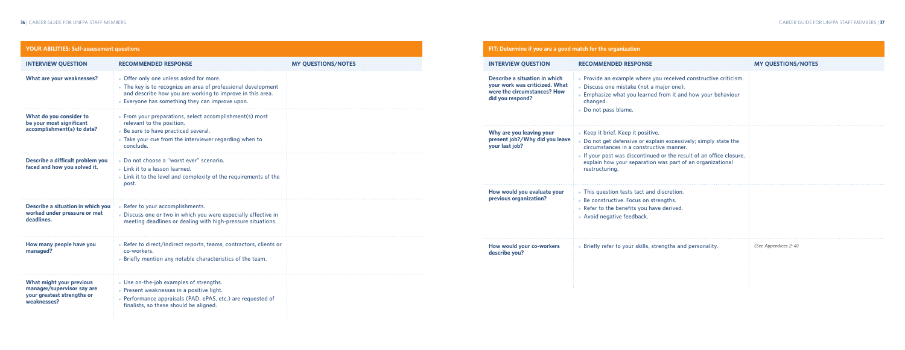## YOUR ABILITIES: Self-assessment questions

| INTERVIEW QUESTION | RECOMMENDED RESPONSE | MY QUESTIONS/NOTES |
|---|---|---|
| **What are your weaknesses?** | • Offer only one unless asked for more.<br>• The key is to recognize an area of professional development and describe how you are working to improve in this area.<br>• Everyone has something they can improve upon. | |
| **What do you consider to be your most significant accomplishment(s) to date?** | • From your preparations, select accomplishment(s) most relevant to the position.<br>• Be sure to have practiced several.<br>• Take your cue from the interviewer regarding when to conclude. | |
| **Describe a difficult problem you faced and how you solved it.** | • Do not choose a "worst ever" scenario.<br>• Link it to a lesson learned.<br>• Link it to the level and complexity of the requirements of the post. | |
| **Describe a situation in which you worked under pressure or met deadlines.** | • Refer to your accomplishments.<br>• Discuss one or two in which you were especially effective in meeting deadlines or dealing with high-pressure situations. | |
| **How many people have you managed?** | • Refer to direct/indirect reports, teams, contractors, clients or co-workers.<br>• Briefly mention any notable characteristics of the team. | |
| **What might your previous manager/supervisor say are your greatest strengths or weaknesses?** | • Use on-the-job examples of strengths.<br>• Present weaknesses in a positive light.<br>• Performance appraisals (PAD, ePAS, etc.) are requested of finalists, so these should be aligned. | |

## FIT: Determine if you are a good match for the organization

| INTERVIEW QUESTION | RECOMMENDED RESPONSE | MY QUESTIONS/NOTES |
|---|---|---|
| **Describe a situation in which your work was criticized. What were the circumstances? How did you respond?** | • Provide an example where you received constructive criticism.<br>• Discuss one mistake (not a major one).<br>• Emphasize what you learned from it and how your behaviour changed.<br>• Do not pass blame. | |
| **Why are you leaving your present job?/Why did you leave your last job?** | • Keep it brief. Keep it positive.<br>• Do not get defensive or explain excessively; simply state the circumstances in a constructive manner.<br>• If your post was discontinued or the result of an office closure, explain how your separation was part of an organizational restructuring. | |
| **How would you evaluate your previous organization?** | • This question tests tact and discretion.<br>• Be constructive. Focus on strengths.<br>• Refer to the benefits you have derived.<br>• Avoid negative feedback. | |
| **How would your co-workers describe you?** | • Briefly refer to your skills, strengths and personality. | *(See Appendices 2–4)* |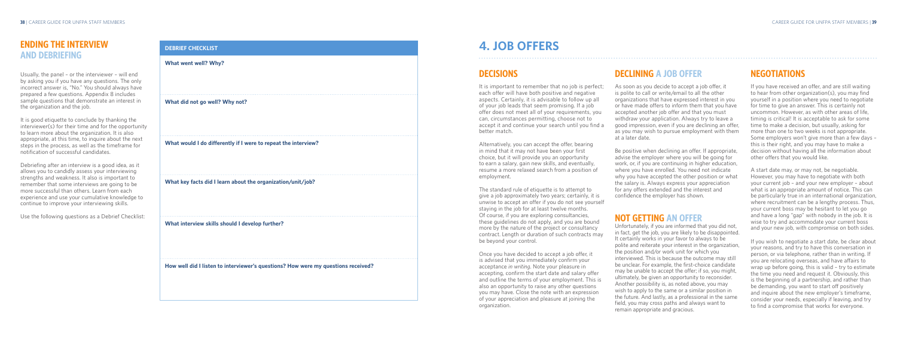## ENDING THE INTERVIEW AND DEBRIEFING

Usually, the panel – or the interviewer – will end by asking you if you have any questions. The only incorrect answer is, "No." You should always have prepared a few questions. Appendix 8 includes sample questions that demonstrate an interest in the organization and the job.

It is good etiquette to conclude by thanking the interviewer(s) for their time and for the opportunity to learn more about the organization. It is also appropriate, at this time, to inquire about the next steps in the process, as well as the timeframe for notification of successful candidates.

Debriefing after an interview is a good idea, as it allows you to candidly assess your interviewing strengths and weakness. It also is important to remember that some interviews are going to be more successful than others. Learn from each experience and use your cumulative knowledge to continue to improve your interviewing skills.

Use the following questions as a Debrief Checklist:

| DEBRIEF CHECKLIST |
|---|
| **What went well? Why?** |
| **What did not go well? Why not?** |
| **What would I do differently if I were to repeat the interview?** |
| **What key facts did I learn about the organization/unit/job?** |
| **What interview skills should I develop further?** |
| **How well did I listen to interviewer's questions? How were my questions received?** |

# 4. JOB OFFERS

## DECISIONS

It is important to remember that no job is perfect; each offer will have both positive and negative aspects. Certainly, it is advisable to follow up all of your job leads that seem promising. If a job offer does not meet all of your requirements, you can, circumstances permitting, choose not to accept it and continue your search until you find a better match.

Alternatively, you can accept the offer, bearing in mind that it may not have been your first choice, but it will provide you an opportunity to earn a salary, gain new skills, and eventually, resume a more relaxed search from a position of employment.

The standard rule of etiquette is to attempt to give a job approximately two years; certainly, it is unwise to accept an offer if you do not see yourself staying in the job for at least twelve months. Of course, if you are exploring consultancies, these guidelines do not apply, and you are bound more by the nature of the project or consultancy contract. Length or duration of such contracts may be beyond your control.

Once you have decided to accept a job offer, it is advised that you immediately confirm your acceptance *in writing*. Note your pleasure in accepting, confirm the start date and salary offer and outline the terms of your employment. This is also an opportunity to raise any other questions you may have. Close the note with an expression of your appreciation and pleasure at joining the organization.

## DECLINING A JOB OFFER

As soon as you decide to accept a job offer, it is polite to call or write/email to all the other organizations that have expressed interest in you or have made offers to inform them that you have accepted another job offer and that you must withdraw your application. Always try to leave a good impression, even if you are declining an offer, as you may wish to pursue employment with them at a later date.

Be positive when declining an offer. If appropriate, advise the employer where you will be going for work, or, if you are continuing in higher education, where you have enrolled. You need not indicate why you have accepted the other position or what the salary is. Always express your appreciation for any offers extended and the interest and confidence the employer has shown.

## NOT GETTING AN OFFER

Unfortunately, if you are informed that you did not, in fact, get the job, you are likely to be disappointed. It certainly works in your favor to always to be polite and reiterate your interest in the organization, the position and/or work unit for which you interviewed. This is because the outcome may still be unclear. For example, the first-choice candidate may be unable to accept the offer; if so, you might, ultimately, be given an opportunity to reconsider. Another possibility is, as noted above, you may wish to apply to the same or a similar position in the future. And lastly, as a professional in the same field, you may cross paths and always want to remain appropriate and gracious.

## NEGOTIATIONS

If you have received an offer, and are still waiting to hear from other organization(s), you may find yourself in a position where you need to negotiate for time to give an answer. This is certainly not uncommon. However, as with other areas of life, timing is critical! It is acceptable to ask for some time to make a decision, but usually, asking for more than one to two weeks is not appropriate. Some employers won't give more than a few days – this is their right, and you may have to make a decision without having all the information about other offers that you would like.

A start date may, or may not, be negotiable. However, you may have to negotiate with both your current job – and your new employer – about what is an appropriate amount of notice. This can be particularly true in an international organization, where recruitment can be a lengthy process. Thus, your current boss may be hesitant to let you go and have a long "gap" with nobody in the job. It is wise to try and accommodate your current boss and your new job, with compromise on both sides.

If you wish to negotiate a start date, be clear about your reasons, and try to have this conversation in person, or via telephone, rather than in writing. If you are relocating overseas, and have affairs to wrap up before going, this is valid – try to estimate the time you need and request it. Obviously, this is the beginning of a partnership, and rather than be demanding, you want to start off positively and inquire about the new employer's timeframe, consider your needs, especially if leaving, and try to find a compromise that works for everyone.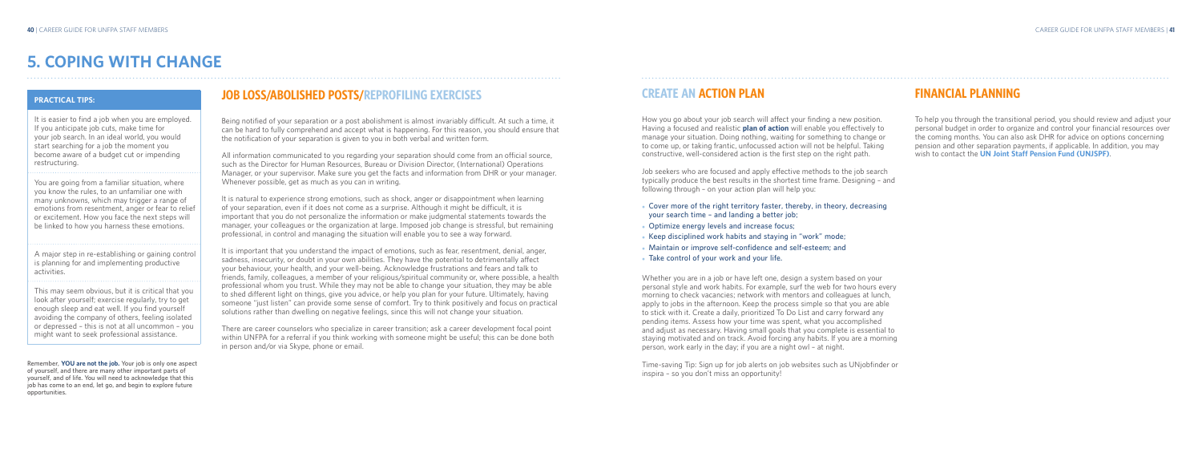# 5. COPING WITH CHANGE

### PRACTICAL TIPS:

It is easier to find a job when you are employed. If you anticipate job cuts, make time for your job search. In an ideal world, you would start searching for a job the moment you become aware of a budget cut or impending restructuring.

You are going from a familiar situation, where you know the rules, to an unfamiliar one with many unknowns, which may trigger a range of emotions from resentment, anger or fear to relief or excitement. How you face the next steps will be linked to how you harness these emotions.

A major step in re-establishing or gaining control is planning for and implementing productive activities.

This may seem obvious, but it is critical that you look after yourself; exercise regularly, try to get enough sleep and eat well. If you find yourself avoiding the company of others, feeling isolated or depressed – this is not at all uncommon – you might want to seek professional assistance.

Remember, **YOU are not the job.** Your job is only one aspect of yourself, and there are many other important parts of yourself, and of life. You will need to acknowledge that this job has come to an end, let go, and begin to explore future opportunities.

## JOB LOSS/ABOLISHED POSTS/REPROFILING EXERCISES

Being notified of your separation or a post abolishment is almost invariably difficult. At such a time, it can be hard to fully comprehend and accept what is happening. For this reason, you should ensure that the notification of your separation is given to you in both verbal and written form.

All information communicated to you regarding your separation should come from an official source, such as the Director for Human Resources, Bureau or Division Director, (International) Operations Manager, or your supervisor. Make sure you get the facts and information from DHR or your manager. Whenever possible, get as much as you can in writing.

It is natural to experience strong emotions, such as shock, anger or disappointment when learning of your separation, even if it does not come as a surprise. Although it might be difficult, it is important that you do not personalize the information or make judgmental statements towards the manager, your colleagues or the organization at large. Imposed job change is stressful, but remaining professional, in control and managing the situation will enable you to see a way forward.

It is important that you understand the impact of emotions, such as fear, resentment, denial, anger, sadness, insecurity, or doubt in your own abilities. They have the potential to detrimentally affect your behaviour, your health, and your well-being. Acknowledge frustrations and fears and talk to friends, family, colleagues, a member of your religious/spiritual community or, where possible, a health professional whom you trust. While they may not be able to change your situation, they may be able to shed different light on things, give you advice, or help you plan for your future. Ultimately, having someone "just listen" can provide some sense of comfort. Try to think positively and focus on practical solutions rather than dwelling on negative feelings, since this will not change your situation.

There are career counselors who specialize in career transition; ask a career development focal point within UNFPA for a referral if you think working with someone might be useful; this can be done both in person and/or via Skype, phone or email.

## CREATE AN ACTION PLAN

How you go about your job search will affect your finding a new position. Having a focused and realistic **plan of action** will enable you effectively to manage your situation. Doing nothing, waiting for something to change or to come up, or taking frantic, unfocussed action will not be helpful. Taking constructive, well-considered action is the first step on the right path.

Job seekers who are focused and apply effective methods to the job search typically produce the best results in the shortest time frame. Designing – and following through – on your action plan will help you:

- Cover more of the right territory faster, thereby, in theory, decreasing your search time – and landing a better job;
- Optimize energy levels and increase focus;
- Keep disciplined work habits and staying in "work" mode;
- Maintain or improve self-confidence and self-esteem; and
- Take control of your work and your life.

Whether you are in a job or have left one, design a system based on your personal style and work habits. For example, surf the web for two hours every morning to check vacancies; network with mentors and colleagues at lunch, apply to jobs in the afternoon. Keep the process simple so that you are able to stick with it. Create a daily, prioritized To Do List and carry forward any pending items. Assess how your time was spent, what you accomplished and adjust as necessary. Having small goals that you complete is essential to staying motivated and on track. Avoid forcing any habits. If you are a morning person, work early in the day; if you are a night owl – at night.

Time-saving Tip: Sign up for job alerts on job websites such as UNjobfinder or inspira – so you don't miss an opportunity!

## FINANCIAL PLANNING

To help you through the transitional period, you should review and adjust your personal budget in order to organize and control your financial resources over the coming months. You can also ask DHR for advice on options concerning pension and other separation payments, if applicable. In addition, you may wish to contact the **UN Joint Staff Pension Fund (UNJSPF)**.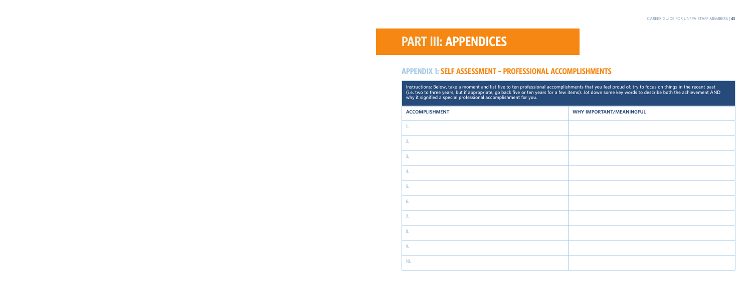# PART III: APPENDICES

## APPENDIX 1: SELF ASSESSMENT – PROFESSIONAL ACCOMPLISHMENTS

Instructions: Below, take a moment and list five to ten professional accomplishments that you feel proud of; try to focus on things in the recent past (i.e. two to three years, but if appropriate, go back five or ten years for a few items). Jot down some key words to describe both the achievement AND why it signified a special professional accomplishment for you.

| ACCOMPLISHMENT | WHY IMPORTANT/MEANINGFUL |
|---|---|
| 1. | |
| 2. | |
| 3. | |
| 4. | |
| 5. | |
| 6. | |
| 7. | |
| 8. | |
| 9. | |
| 10. | |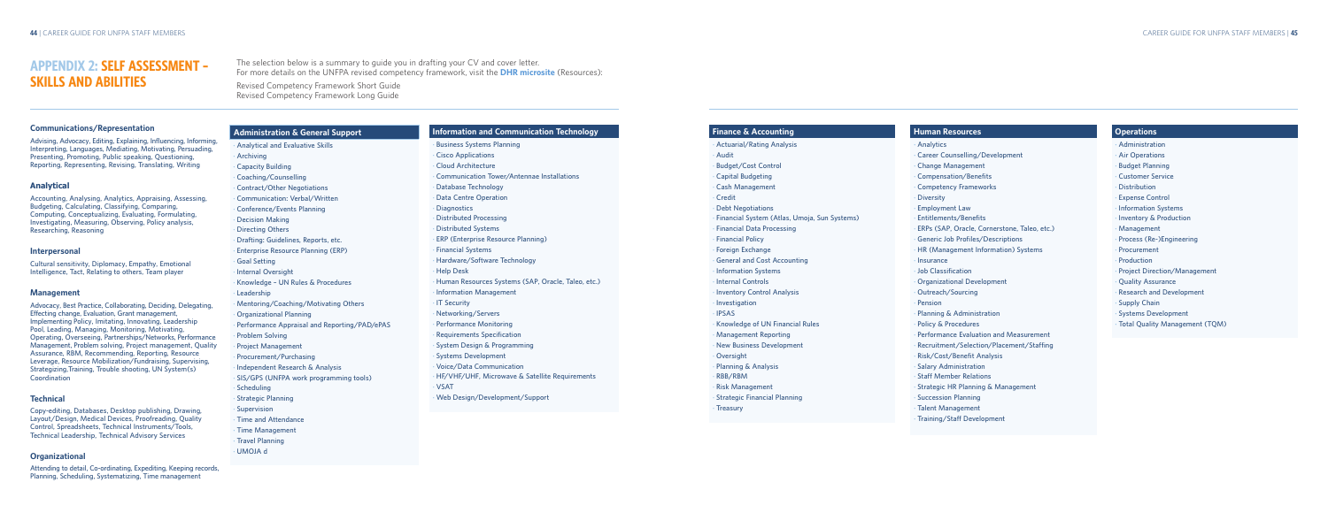# APPENDIX 2: SELF ASSESSMENT – SKILLS AND ABILITIES

The selection below is a summary to guide you in drafting your CV and cover letter.
For more details on the UNFPA revised competency framework, visit the **DHR microsite** (Resources):

Revised Competency Framework Short Guide
Revised Competency Framework Long Guide

### Communications/Representation

Advising, Advocacy, Editing, Explaining, Influencing, Informing, Interpreting, Languages, Mediating, Motivating, Persuading, Presenting, Promoting, Public speaking, Questioning, Reporting, Representing, Revising, Translating, Writing

### Analytical

Accounting, Analysing, Analytics, Appraising, Assessing, Budgeting, Calculating, Classifying, Comparing, Computing, Conceptualizing, Evaluating, Formulating, Investigating, Measuring, Observing, Policy analysis, Researching, Reasoning

### Interpersonal

Cultural sensitivity, Diplomacy, Empathy, Emotional Intelligence, Tact, Relating to others, Team player

### Management

Advocacy, Best Practice, Collaborating, Deciding, Delegating, Effecting change, Evaluation, Grant management, Implementing Policy, Imitating, Innovating, Leadership Pool, Leading, Managing, Monitoring, Motivating, Operating, Overseeing, Partnerships/Networks, Performance Management, Problem solving, Project management, Quality Assurance, RBM, Recommending, Reporting, Resource Leverage, Resource Mobilization/Fundraising, Supervising, Strategizing, Training, Trouble shooting, UN System(s) Coordination

### Technical

Copy-editing, Databases, Desktop publishing, Drawing, Layout/Design, Medical Devices, Proofreading, Quality Control, Spreadsheets, Technical Instruments/Tools, Technical Leadership, Technical Advisory Services

### Organizational

Attending to detail, Co-ordinating, Expediting, Keeping records, Planning, Scheduling, Systematizing, Time management

### Administration & General Support

- Analytical and Evaluative Skills
- Archiving
- Capacity Building
- Coaching/Counselling
- Contract/Other Negotiations
- Communication: Verbal/Written
- Conference/Events Planning
- Decision Making
- Directing Others
- Drafting: Guidelines, Reports, etc.
- Enterprise Resource Planning (ERP)
- Goal Setting
- Internal Oversight
- Knowledge – UN Rules & Procedures
- Leadership
- Mentoring/Coaching/Motivating Others
- Organizational Planning
- Performance Appraisal and Reporting/PAD/ePAS
- Problem Solving
- Project Management
- Procurement/Purchasing
- Independent Research & Analysis
- SIS/GPS (UNFPA work programming tools)
- Scheduling
- Strategic Planning
- Supervision
- Time and Attendance
- Time Management
- Travel Planning
- UMOJA d

### Information and Communication Technology

- Business Systems Planning
- Cisco Applications
- Cloud Architecture
- Communication Tower/Antennae Installations
- Database Technology
- Data Centre Operation
- Diagnostics
- Distributed Processing
- Distributed Systems
- ERP (Enterprise Resource Planning)
- Financial Systems
- Hardware/Software Technology
- Help Desk
- Human Resources Systems (SAP, Oracle, Taleo, etc.)
- Information Management
- IT Security
- Networking/Servers
- Performance Monitoring
- Requirements Specification
- System Design & Programming
- Systems Development
- Voice/Data Communication
- HF/VHF/UHF, Microwave & Satellite Requirements
- VSAT
- Web Design/Development/Support

### Finance & Accounting

- Actuarial/Rating Analysis
- Audit
- Budget/Cost Control
- Capital Budgeting
- Cash Management
- Credit
- Debt Negotiations
- Financial System (Atlas, Umoja, Sun Systems)
- Financial Data Processing
- Financial Policy
- Foreign Exchange
- General and Cost Accounting
- Information Systems
- Internal Controls
- Inventory Control Analysis
- Investigation
- IPSAS
- Knowledge of UN Financial Rules
- Management Reporting
- New Business Development
- Oversight
- Planning & Analysis
- RBB/RBM
- Risk Management
- Strategic Financial Planning
- Treasury

### Human Resources

- Analytics
- Career Counselling/Development
- Change Management
- Compensation/Benefits
- Competency Frameworks
- Diversity
- Employment Law
- Entitlements/Benefits
- ERPs (SAP, Oracle, Cornerstone, Taleo, etc.)
- Generic Job Profiles/Descriptions
- HR (Management Information) Systems
- Insurance
- Job Classification
- Organizational Development
- Outreach/Sourcing
- Pension
- Planning & Administration
- Policy & Procedures
- Performance Evaluation and Measurement
- Recruitment/Selection/Placement/Staffing
- Risk/Cost/Benefit Analysis
- Salary Administration
- Staff Member Relations
- Strategic HR Planning & Management
- Succession Planning
- Talent Management
- Training/Staff Development

### Operations

- Administration
- Air Operations
- Budget Planning
- Customer Service
- Distribution
- Expense Control
- Information Systems
- Inventory & Production
- Management
- Process (Re-)Engineering
- Procurement
- Production
- Project Direction/Management
- Quality Assurance
- Research and Development
- Supply Chain
- Systems Development
- Total Quality Management (TQM)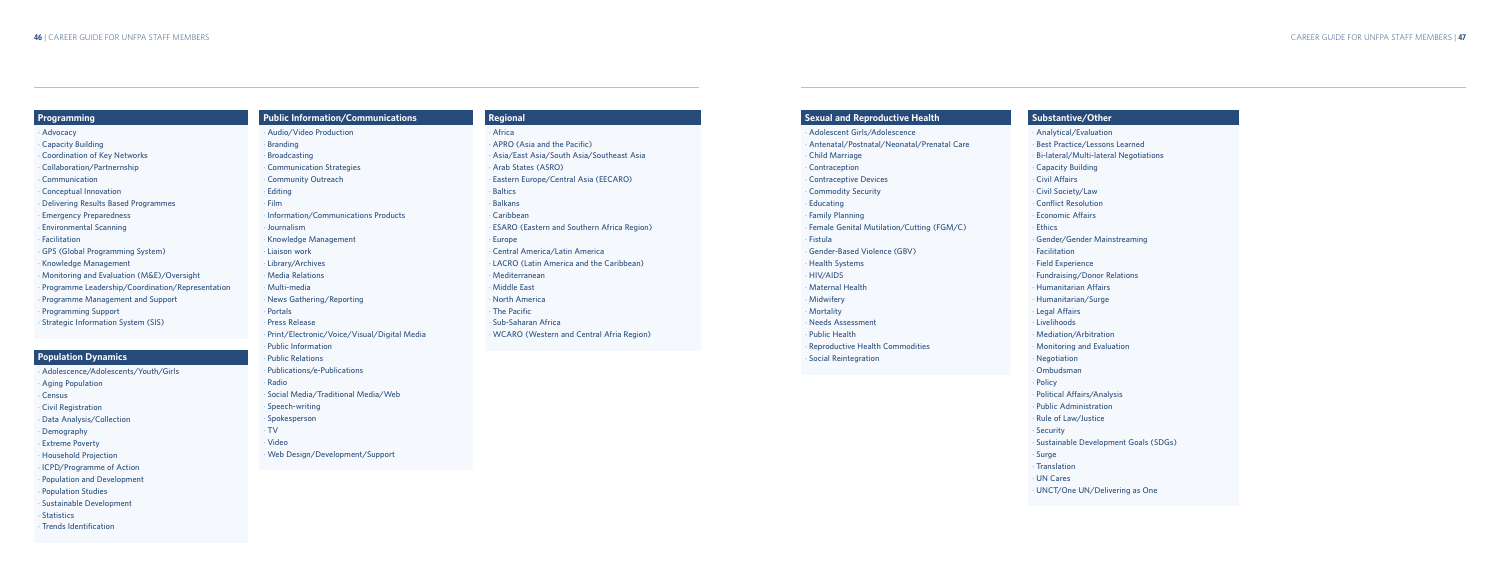## Programming

- Advocacy
- Capacity Building
- Coordination of Key Networks
- Collaboration/Partnernship
- Communication
- Conceptual Innovation
- Delivering Results Based Programmes
- Emergency Preparedness
- Environmental Scanning
- Facilitation
- GPS (Global Programming System)
- Knowledge Management
- Monitoring and Evaluation (M&E)/Oversight
- Programme Leadership/Coordination/Representation
- Programme Management and Support
- Programming Support
- Strategic Information System (SIS)

## Population Dynamics

- Adolescence/Adolescents/Youth/Girls
- Aging Population
- Census
- Civil Registration
- Data Analysis/Collection
- Demography
- Extreme Poverty
- Household Projection
- ICPD/Programme of Action
- Population and Development
- Population Studies
- Sustainable Development
- Statistics
- Trends Identification

## Public Information/Communications

- Audio/Video Production
- Branding
- Broadcasting
- Communication Strategies
- Community Outreach
- Editing
- Film
- Information/Communications Products
- Journalism
- Knowledge Management
- Liaison work
- Library/Archives
- Media Relations
- Multi-media
- News Gathering/Reporting
- Portals
- Press Release
- Print/Electronic/Voice/Visual/Digital Media
- Public Information
- Public Relations
- Publications/e-Publications
- Radio
- Social Media/Traditional Media/Web
- Speech-writing
- Spokesperson
- TV
- Video
- Web Design/Development/Support

## Regional

- Africa
- APRO (Asia and the Pacific)
- Asia/East Asia/South Asia/Southeast Asia
- Arab States (ASRO)
- Eastern Europe/Central Asia (EECARO)
- Baltics
- Balkans
- Caribbean
- ESARO (Eastern and Southern Africa Region)
- Europe
- Central America/Latin America
- LACRO (Latin America and the Caribbean)
- Mediterranean
- Middle East
- North America
- The Pacific
- Sub-Saharan Africa
- WCARO (Western and Central Afria Region)

## Sexual and Reproductive Health

- Adolescent Girls/Adolescence
- Antenatal/Postnatal/Neonatal/Prenatal Care
- Child Marriage
- Contraception
- Contraceptive Devices
- Commodity Security
- Educating
- Family Planning
- Female Genital Mutilation/Cutting (FGM/C)
- Fistula
- Gender-Based Violence (GBV)
- Health Systems
- HIV/AIDS
- Maternal Health
- Midwifery
- Mortality
- Needs Assessment
- Public Health
- Reproductive Health Commodities
- Social Reintegration

## Substantive/Other

- Analytical/Evaluation
- Best Practice/Lessons Learned
- Bi-lateral/Multi-lateral Negotiations
- Capacity Building
- Civil Affairs
- Civil Society/Law
- Conflict Resolution
- Economic Affairs
- Ethics
- Gender/Gender Mainstreaming
- Facilitation
- Field Experience
- Fundraising/Donor Relations
- Humanitarian Affairs
- Humanitarian/Surge
- Legal Affairs
- Livelihoods
- Mediation/Arbitration
- Monitoring and Evaluation
- Negotiation
- Ombudsman
- Policy
- Political Affairs/Analysis
- Public Administration
- Rule of Law/Justice
- Security
- Sustainable Development Goals (SDGs)
- Surge
- Translation
- UN Cares
- UNCT/One UN/Delivering as One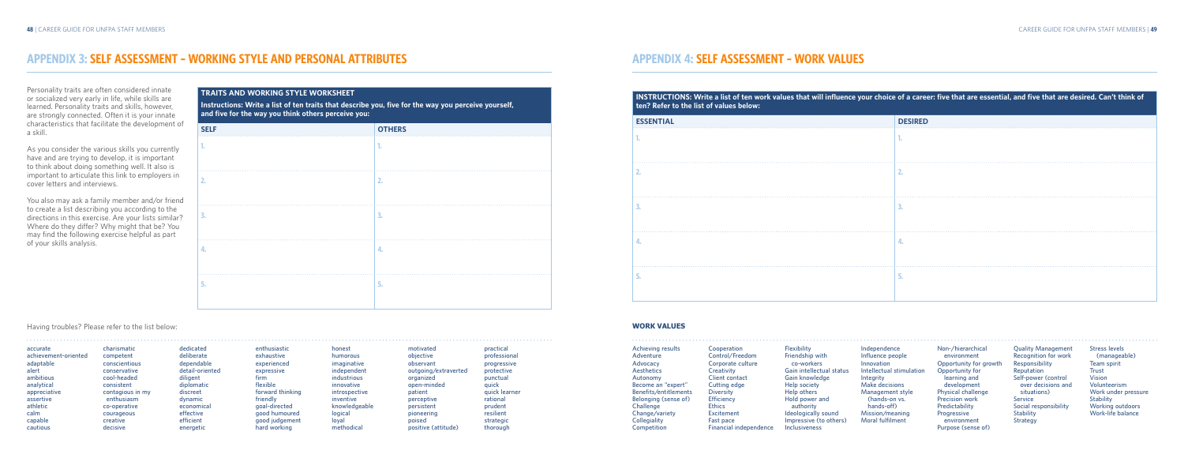# APPENDIX 3: SELF ASSESSMENT – WORKING STYLE AND PERSONAL ATTRIBUTES

Personality traits are often considered innate or socialized very early in life, while skills are learned. Personality traits and skills, however, are strongly connected. Often it is your innate characteristics that facilitate the development of a skill.

As you consider the various skills you currently have and are trying to develop, it is important to think about doing something well. It also is important to articulate this link to employers in cover letters and interviews.

You also may ask a family member and/or friend to create a list describing you according to the directions in this exercise. Are your lists similar? Where do they differ? Why might that be? You may find the following exercise helpful as part of your skills analysis.

**TRAITS AND WORKING STYLE WORKSHEET**

**Instructions: Write a list of ten traits that describe you, five for the way you perceive yourself, and five for the way you think others perceive you:**

| SELF | OTHERS |
|---|---|
| 1. | 1. |
| 2. | 2. |
| 3. | 3. |
| 4. | 4. |
| 5. | 5. |

Having troubles? Please refer to the list below:

accurate
achievement-oriented
adaptable
alert
ambitious
analytical
appreciative
assertive
athletic
calm
capable
cautious
charismatic
competent
conscientious
conservative
cool-headed
consistent
contagious in my enthusiasm
co-operative
courageous
creative
decisive
dedicated
deliberate
dependable
detail-oriented
diligent
diplomatic
discreet
dynamic
economical
effective
efficient
energetic
enthusiastic
exhaustive
experienced
expressive
firm
flexible
forward thinking
friendly
goal-directed
good humoured
good judgement
hard working
honest
humorous
imaginative
independent
industrious
innovative
introspective
inventive
knowledgeable
logical
loyal
methodical
motivated
objective
observant
outgoing/extraverted
organized
open-minded
patient
perceptive
persistent
pioneering
poised
positive (attitude)
practical
professional
progressive
protective
punctual
quick
quick learner
rational
prudent
resilient
strategic
thorough

# APPENDIX 4: SELF ASSESSMENT – WORK VALUES

**INSTRUCTIONS: Write a list of ten work values that will influence your choice of a career: five that are essential, and five that are desired. Can't think of ten? Refer to the list of values below:**

| ESSENTIAL | DESIRED |
|---|---|
| 1. | 1. |
| 2. | 2. |
| 3. | 3. |
| 4. | 4. |
| 5. | 5. |

## WORK VALUES

Achieving results
Adventure
Advocacy
Aesthetics
Autonomy
Become an "expert"
Benefits/entitlements
Belonging (sense of)
Challenge
Change/variety
Collegiality
Competition
Cooperation
Control/Freedom
Corporate culture
Creativity
Client contact
Cutting edge
Diversity
Efficiency
Ethics
Excitement
Fast pace
Financial independence
Flexibility
Friendship with co-workers
Gain intellectual status
Gain knowledge
Help society
Help others
Hold power and authority
Ideologically sound
Impressive (to others)
Inclusiveness
Independence
Influence people
Innovation
Intellectual stimulation
Integrity
Make decisions
Management style (hands-on vs. hands-off)
Mission/meaning
Moral fulfilment
Non-/hierarchical environment
Opportunity for growth
Opportunity for learning and development
Physical challenge
Precision work
Predictability
Progressive environment
Purpose (sense of)
Quality Management
Recognition for work
Responsibility
Reputation
Self-power (control over decisions and situations)
Service
Social responsibility
Stability
Strategy
Stress levels (manageable)
Team spirit
Trust
Vision
Volunteerism
Work under pressure
Stability
Working outdoors
Work-life balance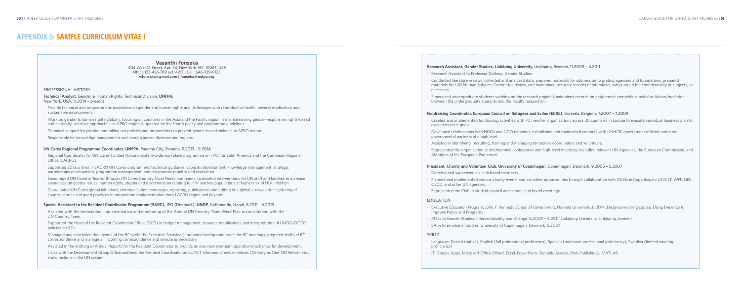# APPENDIX 5: SAMPLE CURRICULUM VITAE I

**Vasanthi Fonseka**
1234 West 12 Street, Apt. 34, New York, NY, 10067, USA
Office:123-456-789 ext. 4213 | Cell: 646-339-0123
**v.fonseka@gmail.com** | **fonseka@unfpa.org**

PROFESSIONAL HISTORY

**Technical Analyst**, Gender & Human Rights, Technical Division, **UNFPA,**
New York, USA, 11.2014 – present

- Provide technical and programmatic assistance on gender and human rights and its linkages with reproductive health, poverty eradication and sustainable development.
- Work on gender & human rights globally, focusing on countries in the Asia and the Pacific region in mainstreaming gender-responsive, rights-based and culturally-sensitive approaches so APRO region is updated on the Fund's policy and programme guidelines.
- Technical support for piloting and rolling out policies and programmes to prevent gender-based violence in APRO region.
- Responsible for knowledge management and sharing across divisions and regions.

**UN Cares Regional Programme Coordinator**, **UNFPA,** Panama City, Panama, 9.2013 – 9.2014

- Regional Coordinator for UN Cares (United Nations system-wide workplace programme on HIV) for Latin America and the Caribbean Regional Office (LACRO).
- Supported 22 countries in LACRO UN Cares programmes technical guidance, capacity development, knowledge management, strategic partnerships development, programme management, and programme monitor and evaluation.
- Encouraged UN Country Teams, through UN Cares Country Focal Points and teams, to develop interventions for UN staff and families to increase awareness on gender issues, human rights, stigma and discrimination relating to HIV and key populations at higher risk of HIV infection.
- Coordinated UN Cares global initiatives, communication campaigns, reporting, publications and editing of a global e-newsletter, capturing of country stories and good practices in programme implementation from LACRO region and beyond.

**Special Assistant to the Resident Coordinator Programme (SARC),** JPO (Denmark)**, UNDP**, Kathmandu, Nepal, 6.2011 – 6.2013

- Assisted with the formulation, implementation and monitoring of the Annual UN Country Team Work Plan in consultation with the UN Country Team.
- Supported the Head of the Resident Coordinator Office (RCO) in budget management, resource mobilization, and interpretation of UNDG/DOCO policies for RCs.
- Managed and scheduled the agenda of the RC (with the Executive Assistant), prepared background briefs for RC meetings, prepared drafts of RC correspondence and manage all incoming correspondence and reroute as necessary.
- Assisted in the drafting of Annual Reports for the Resident Coordinator to provide an overview over joint operational activities for development.
- Liaise with the Development Group Office and keep the Resident Coordinator and UNCT informed of new initiatives (Delivery as One, UN Reform etc.) and directions in the UN system.

**Research Assistant, Gender Studies, Linköping University,** Linköping, Sweden, 11.2009 – 4.2011

- Research Assistant to Professor Dalberg, Gender Studies.
- Conducted literature reviews, collected and analyzed data, prepared materials for submission to grating agencies and foundations, prepared materials for UW Human Subjects Committee review, and maintained accurate records of interviews, safeguarded the confidentiality of subjects, as necessary.
- Supervised undergraduate students working on the research project (maintained records on assignment completion, acted as liaison/mediator between the undergraduate students and the faculty researcher).

**Fundraising Coordinator, European Council on Refugees and Exiles (ECRE),** Brussels, Belgium, 7.2007 – 7.2009

- Created and implemented fundraising activities with 70 member organisations across 30 countries in Europe to execute individual business plan to exceed revenue goals.
- Developed relationships with NGOs and NGO networks; established and maintained contacts with UNHCR, government officials and inter-governmental partners at a high level.
- Assisted in identifying, recruiting, training and managing temporary coordinators and volunteers.
- Represented the organisation at international conferences and high-level meetings, including relevant UN Agencies, the European Commission, and Members of the European Parliament.

**President, Charity and Volunteer Club, University of Copenhagen,** Copenhagen, Denmark, 9.2005 – 5.2007

- Directed and supervised six club board members.
- Planned and implemented various charity events and volunteer opportunities through collaboration with NGOs in Copenhagen: UNICEF, WFP, GEF, OECD, and other UN agencies.
- Represented the Club in student council and school club board meetings.

EDUCATION

- Executive Education Program, John, F. Kennedy School of Government, Harvard University, 8.2014. Distance learning course, Using Evidence to Improve Policy and Programs
- MSSc in Gender Studies: Intersectionality and Change, 8.2009 – 4.2011. Linköping University, Linköping, Sweden
- BA in International Studies, University of Copenhagen, Denmark, 5.2007

SKILLS

- Language: Danish (native), English (full professional proficiency), Spanish (minimum professional proficiency), Swedish (limited working proficiency)
- IT: Google Apps, Microsoft Office (Word, Excel, PowerPoint, Outlook, Access, Web Publishing), MATLAB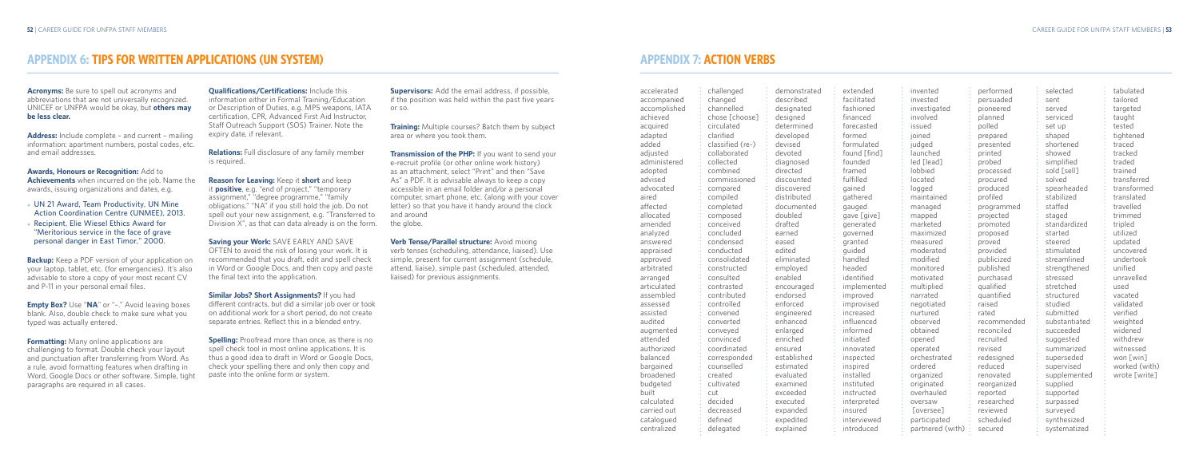## APPENDIX 6: TIPS FOR WRITTEN APPLICATIONS (UN SYSTEM)

**Acronyms:** Be sure to spell out acronyms and abbreviations that are not universally recognized. UNICEF or UNFPA would be okay, but **others may be less clear.**

**Address:** Include complete – and current – mailing information: apartment numbers, postal codes, etc. and email addresses.

**Awards, Honours or Recognition:** Add to **Achievements** when incurred on the job. Name the awards, issuing organizations and dates, e.g.

- UN 21 Award, Team Productivity, UN Mine Action Coordination Centre (UNMEE), 2013.
- Recipient, Elie Wiesel Ethics Award for "Meritorious service in the face of grave personal danger in East Timor," 2000.

**Backup:** Keep a PDF version of your application on your laptop, tablet, etc. (for emergencies). It's also advisable to store a copy of your most recent CV and P-11 in your personal email files.

**Empty Box?** Use "**NA**" or "–." Avoid leaving boxes blank. Also, double check to make sure what you typed was actually entered.

**Formatting:** Many online applications are challenging to format. Double check your layout and punctuation after transferring from Word. As a rule, avoid formatting features when drafting in Word, Google Docs or other software. Simple, tight paragraphs are required in all cases.

**Qualifications/Certifications:** Include this information either in Formal Training/Education or Description of Duties, e.g. MPS weapons, IATA certification, CPR, Advanced First Aid Instructor, Staff Outreach Support (SOS) Trainer. Note the expiry date, if relevant.

**Relations:** Full disclosure of any family member is required.

**Reason for Leaving:** Keep it **short** and keep it **positive**, e.g. "end of project," "temporary assignment," "degree programme," "family obligations." "NA" if you still hold the job. Do not spell out your new assignment, e.g. "Transferred to Division X", as that can data already is on the form.

**Saving your Work:** SAVE EARLY AND SAVE OFTEN to avoid the risk of losing your work. It is recommended that you draft, edit and spell check in Word or Google Docs, and then copy and paste the final text into the application.

**Similar Jobs? Short Assignments?** If you had different contracts, but did a similar job over or took on additional work for a short period, do not create separate entries. Reflect this in a blended entry.

**Spelling:** Proofread more than once, as there is no spell check tool in most online applications. It is thus a good idea to draft in Word or Google Docs, check your spelling there and only then copy and paste into the online form or system.

**Supervisors:** Add the email address, if possible, if the position was held within the past five years or so.

**Training:** Multiple courses? Batch them by subject area or where you took them.

**Transmission of the PHP:** If you want to send your e-recruit profile (or other online work history) as an attachment, select "Print" and then "Save As" a PDF. It is advisable always to keep a copy accessible in an email folder and/or a personal computer, smart phone, etc. (along with your cover letter) so that you have it handy around the clock and around the globe.

**Verb Tense/Parallel structure:** Avoid mixing verb tenses (scheduling, attendance, liaised). Use simple, present for current assignment (schedule, attend, liaise), simple past (scheduled, attended, liaised) for previous assignments.

## APPENDIX 7: ACTION VERBS

accelerated
accompanied
accomplished
achieved
acquired
adapted
added
adjusted
administered
adopted
advised
advocated
aired
affected
allocated
amended
analyzed
answered
appraised
approved
arbitrated
arranged
articulated
assembled
assessed
assisted
audited
augmented
attended
authorized
balanced
bargained
broadened
budgeted
built
calculated
carried out
catalogued
centralized
challenged
changed
channelled
chose [choose]
circulated
clarified
classified (re-)
collaborated
collected
combined
commissioned
compared
compiled
completed
composed
conceived
concluded
condensed
conducted
consolidated
constructed
consulted
contrasted
contributed
controlled
convened
converted
conveyed
convinced
coordinated
corresponded
counselled
created
cultivated
cut
decided
decreased
defined
delegated
demonstrated
described
designated
designed
determined
developed
devised
devoted
diagnosed
directed
discounted
discovered
distributed
documented
doubled
drafted
earned
eased
edited
eliminated
employed
enabled
encouraged
endorsed
enforced
engineered
enhanced
enlarged
enriched
ensured
established
estimated
evaluated
examined
exceeded
executed
expanded
expedited
explained
extended
facilitated
fashioned
financed
forecasted
formed
formulated
found [find]
founded
framed
fulfilled
gained
gathered
gauged
gave [give]
generated
governed
granted
guided
handled
headed
identified
implemented
improved
improvised
increased
influenced
informed
initiated
innovated
inspected
inspired
installed
instituted
instructed
interpreted
insured
interviewed
introduced
invented
invested
investigated
involved
issued
joined
judged
launched
led [lead]
lobbied
located
logged
maintained
managed
mapped
marketed
maximized
measured
moderated
modified
monitored
motivated
multiplied
narrated
negotiated
nurtured
observed
obtained
opened
operated
orchestrated
ordered
organized
originated
overhauled
oversaw [oversee]
participated
partnered (with)
performed
persuaded
pioneered
planned
polled
prepared
presented
printed
probed
processed
procured
produced
profiled
programmed
projected
promoted
proposed
proved
provided
publicized
published
purchased
qualified
quantified
raised
rated
recommended
reconciled
recruited
revised
redesigned
reduced
renovated
reorganized
reported
researched
reviewed
scheduled
secured
selected
sent
served
serviced
set up
shaped
shortened
showed
simplified
sold [sell]
solved
spearheaded
stabilized
staffed
staged
standardized
started
steered
stimulated
streamlined
strengthened
stressed
stretched
structured
studied
submitted
substantiated
succeeded
suggested
summarized
superseded
supervised
supplemented
supplied
supported
surpassed
surveyed
synthesized
systematized
tabulated
tailored
targeted
taught
tested
tightened
traced
tracked
traded
trained
transferred
transformed
translated
travelled
trimmed
tripled
utilized
updated
uncovered
undertook
unified
unravelled
used
vacated
validated
verified
weighted
widened
withdrew
witnessed
won [win]
worked (with)
wrote [write]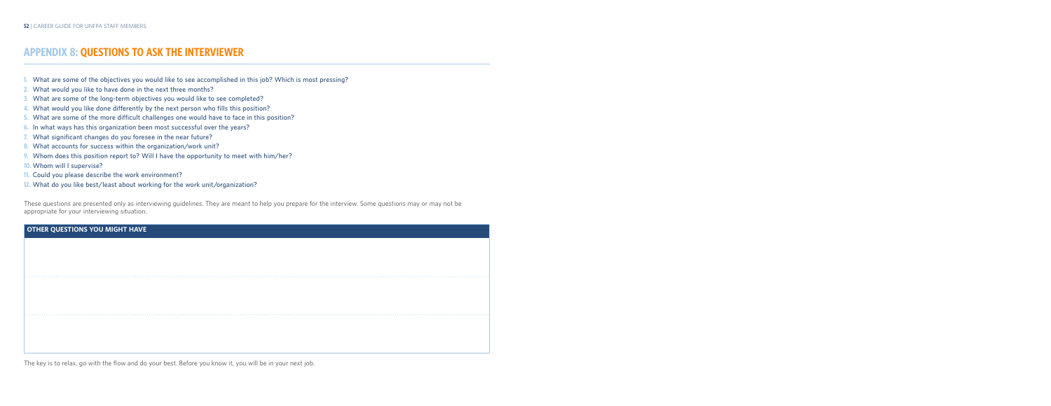## APPENDIX 8: QUESTIONS TO ASK THE INTERVIEWER

1. What are some of the objectives you would like to see accomplished in this job? Which is most pressing?
2. What would you like to have done in the next three months?
3. What are some of the long-term objectives you would like to see completed?
4. What would you like done differently by the next person who fills this position?
5. What are some of the more difficult challenges one would have to face in this position?
6. In what ways has this organization been most successful over the years?
7. What significant changes do you foresee in the near future?
8. What accounts for success within the organization/work unit?
9. Whom does this position report to? Will I have the opportunity to meet with him/her?
10. Whom will I supervise?
11. Could you please describe the work environment?
12. What do you like best/least about working for the work unit/organization?

These questions are presented only as interviewing guidelines. They are meant to help you prepare for the interview. Some questions may or may not be appropriate for your interviewing situation.

| OTHER QUESTIONS YOU MIGHT HAVE |
| --- |
| |
| |
| |

The key is to relax, go with the flow and do your best. Before you know it, you will be in your next job.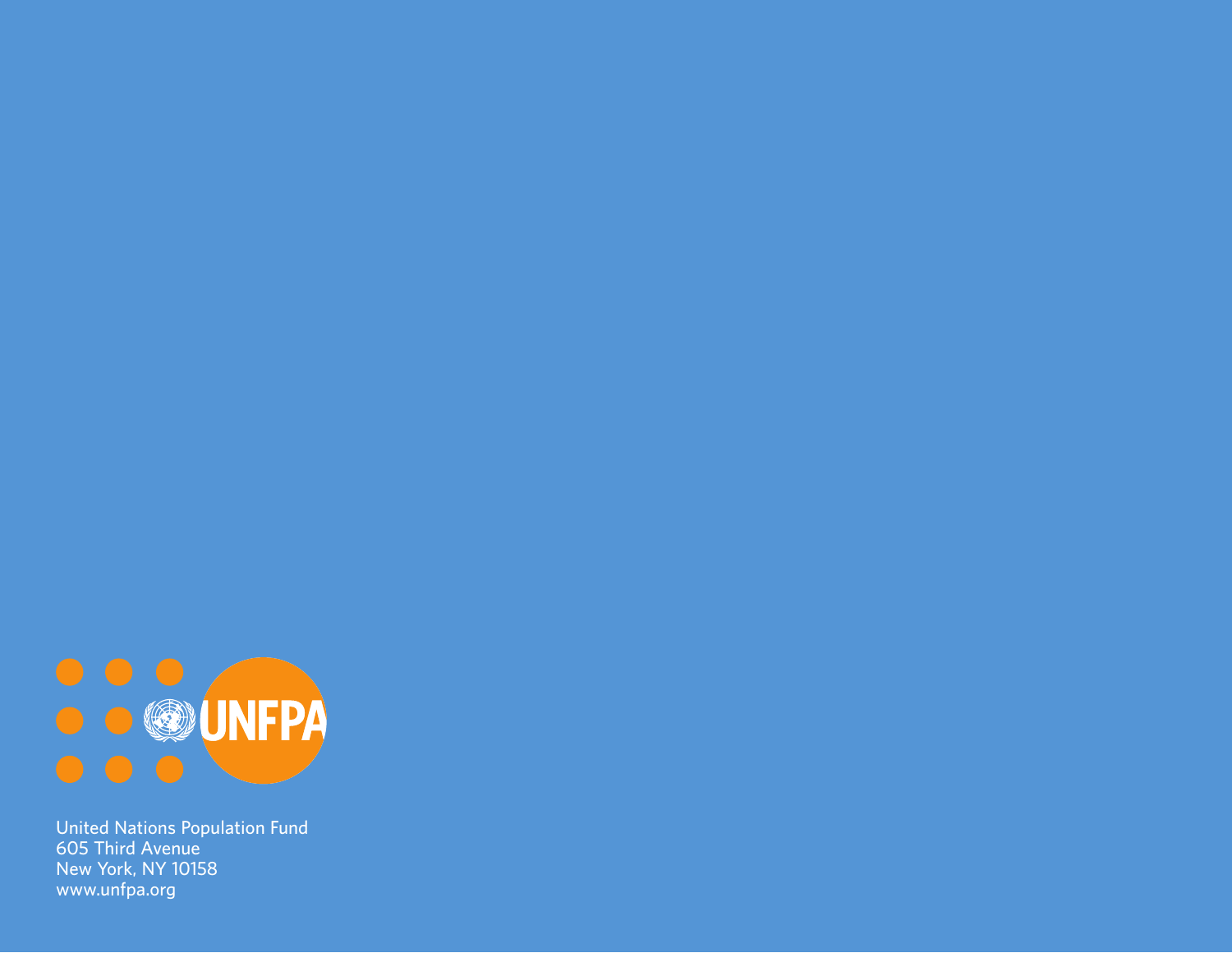UNFPA

United Nations Population Fund
605 Third Avenue
New York, NY 10158
www.unfpa.org